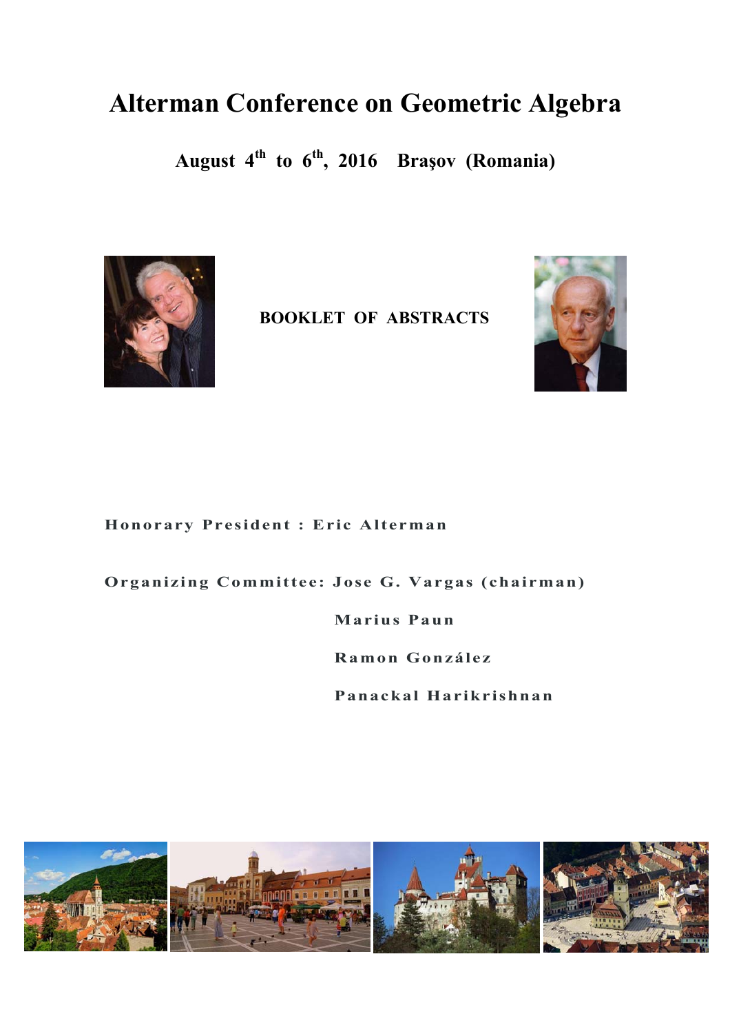# Alterman Conference on Geometric Algebra

## August 4th to 6th, 2016 Braşov (Romania)

**BOOKLET OF ABSTRACTS**

**Honorary President : Eric Alterman**

**Organizing Committee: Jose G. Vargas (chairman)**

**Marius Paun**

**Ramon González**

**Panackal Harikrishnan**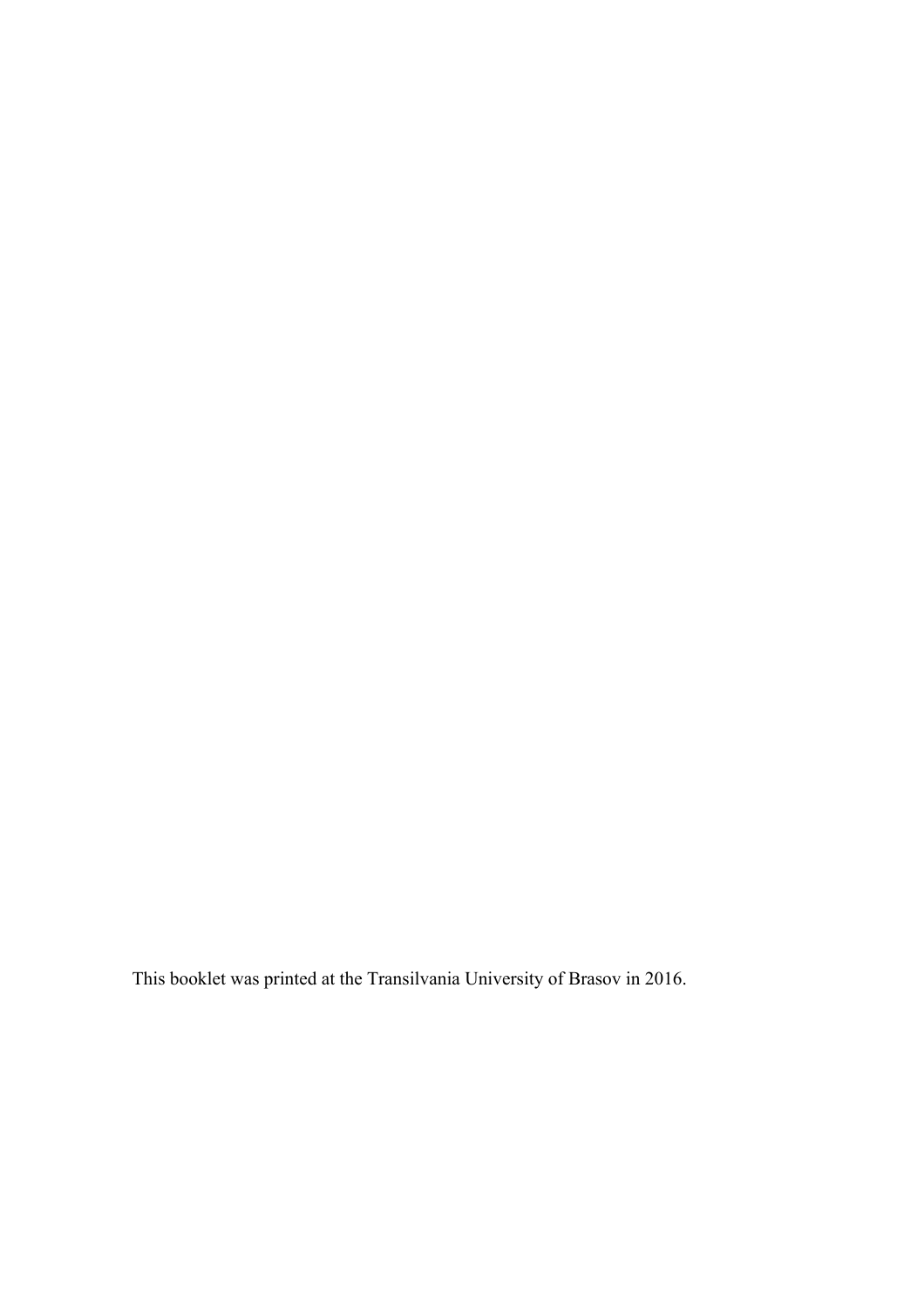This booklet was printed at the Transilvania University of Brasov in 2016.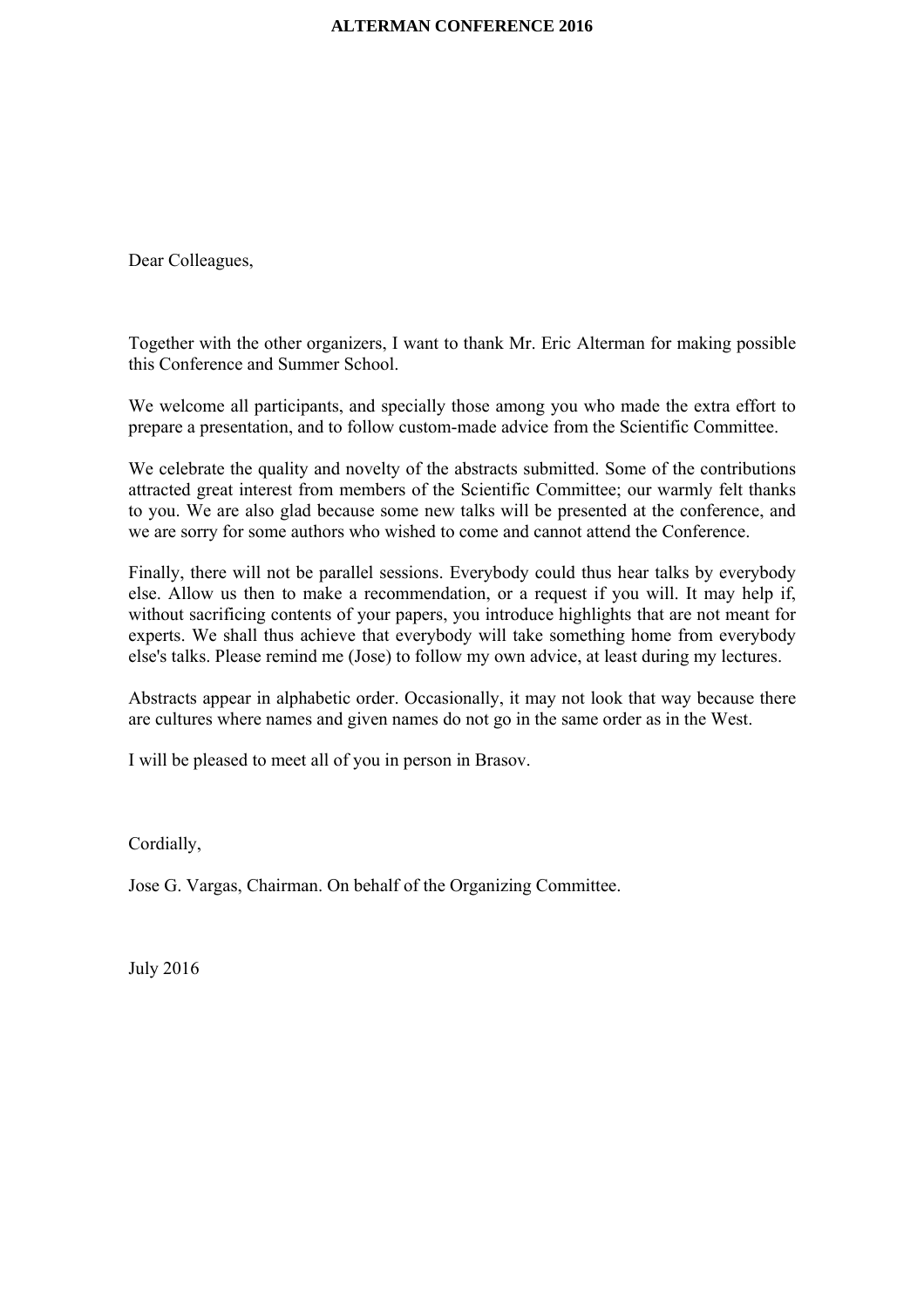Dear Colleagues,

Together with the other organizers, I want to thank Mr. Eric Alterman for making possible this Conference and Summer School.

We welcome all participants, and specially those among you who made the extra effort to prepare a presentation, and to follow custom-made advice from the Scientific Committee.

We celebrate the quality and novelty of the abstracts submitted. Some of the contributions attracted great interest from members of the Scientific Committee; our warmly felt thanks to you. We are also glad because some new talks will be presented at the conference, and we are sorry for some authors who wished to come and cannot attend the Conference.

Finally, there will not be parallel sessions. Everybody could thus hear talks by everybody else. Allow us then to make a recommendation, or a request if you will. It may help if, without sacrificing contents of your papers, you introduce highlights that are not meant for experts. We shall thus achieve that everybody will take something home from everybody else's talks. Please remind me (Jose) to follow my own advice, at least during my lectures.

Abstracts appear in alphabetic order. Occasionally, it may not look that way because there are cultures where names and given names do not go in the same order as in the West.

I will be pleased to meet all of you in person in Brasov.

Cordially,

Jose G. Vargas, Chairman. On behalf of the Organizing Committee.

July 2016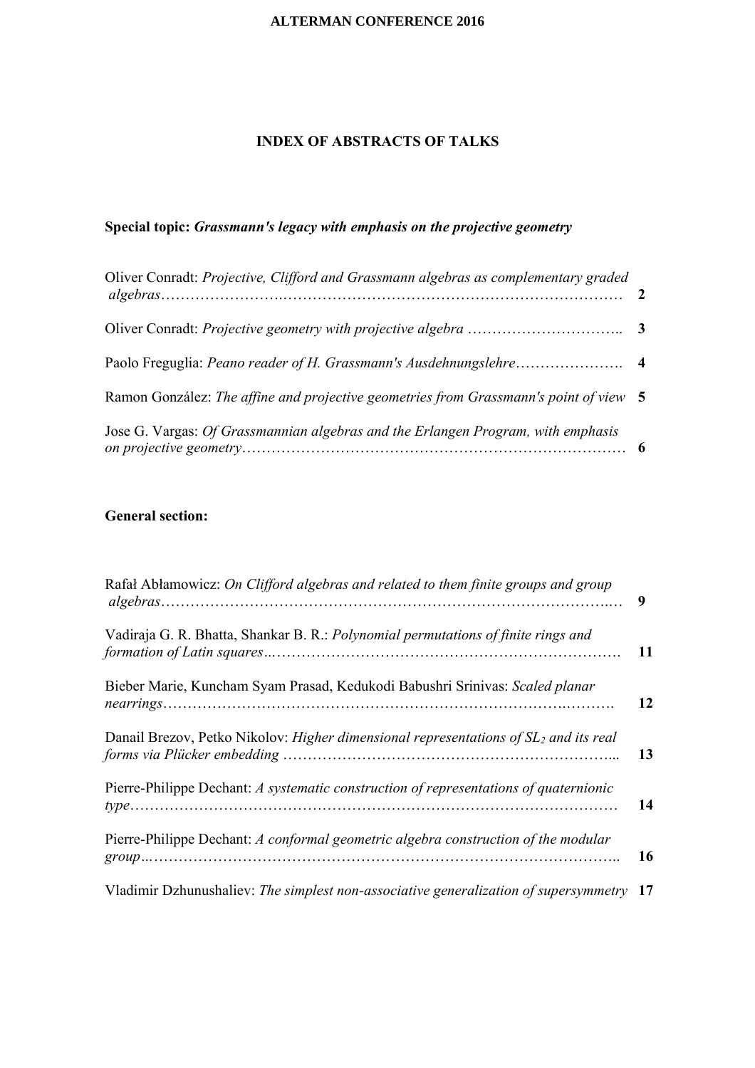# INDEX OF ABSTRACTS OF TALKS

**Special topic:** ***Grassmann's legacy with emphasis on the projective geometry***

Oliver Conradt: *Projective, Clifford and Grassmann algebras as complementary graded algebras*…………………….………………………………………………………… **2**

Oliver Conradt: *Projective geometry with projective algebra* ………………………….. **3**

Paolo Freguglia: *Peano reader of H. Grassmann's Ausdehnungslehre*…………………. **4**

Ramon González: *The affine and projective geometries from Grassmann's point of view* **5**

Jose G. Vargas: *Of Grassmannian algebras and the Erlangen Program, with emphasis on projective geometry*…………………………………………………………………… **6**

**General section:**

Rafał Abłamowicz: *On Clifford algebras and related to them finite groups and group algebras*……………………………………………………………………………..… **9**

Vadiraja G. R. Bhatta, Shankar B. R.: *Polynomial permutations of finite rings and formation of Latin squares*..………………………………………………………………. **11**

Bieber Marie, Kuncham Syam Prasad, Kedukodi Babushri Srinivas: *Scaled planar nearrings*…………………………………………………………………….………. **12**

Danail Brezov, Petko Nikolov: *Higher dimensional representations of $SL_2$ and its real forms via Plücker embedding* …………………………………………………………... **13**

Pierre-Philippe Dechant: *A systematic construction of representations of quaternionic type*…………………………………………………………………………………… **14**

Pierre-Philippe Dechant: *A conformal geometric algebra construction of the modular group*..………………………………………………………………………………….. **16**

Vladimir Dzhunushaliev: *The simplest non-associative generalization of supersymmetry* **17**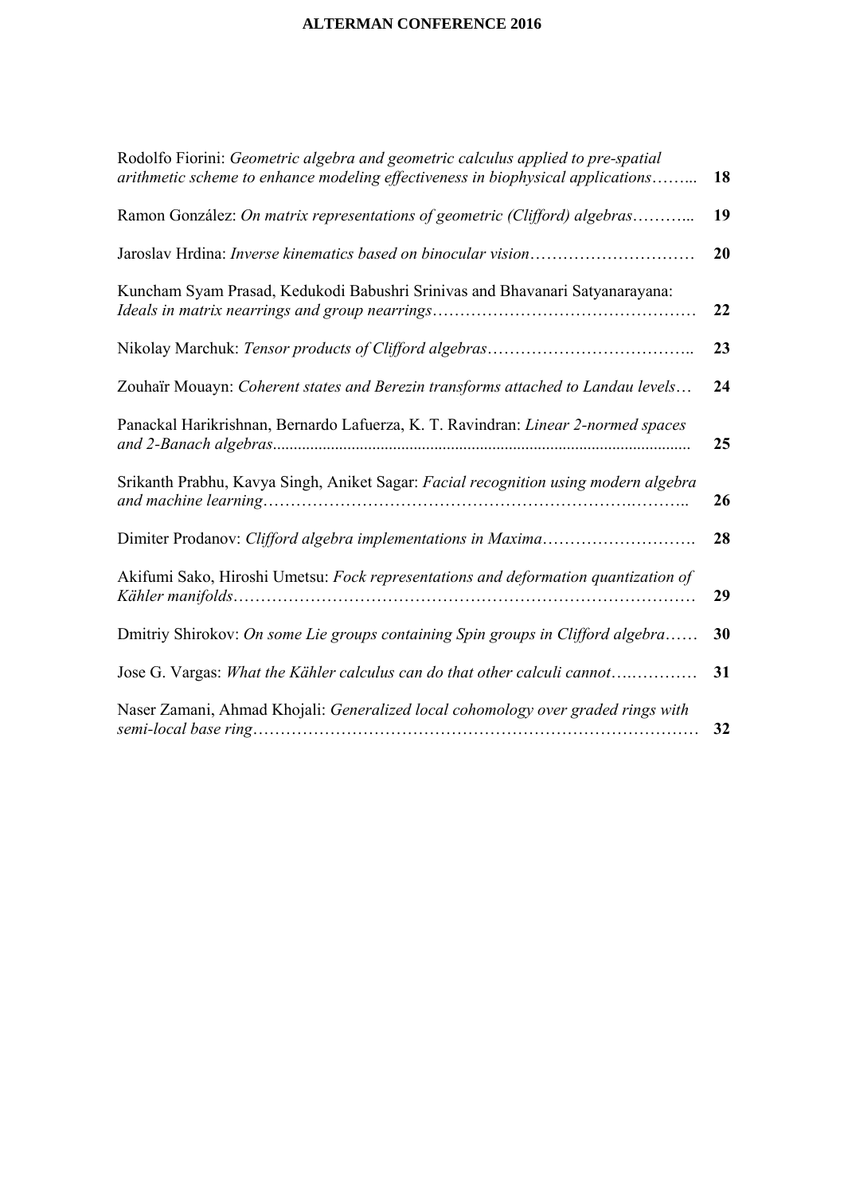| | |
|---|---|
| Rodolfo Fiorini: *Geometric algebra and geometric calculus applied to pre-spatial arithmetic scheme to enhance modeling effectiveness in biophysical applications*…….. | **18** |
| Ramon González: *On matrix representations of geometric (Clifford) algebras*……….. | **19** |
| Jaroslav Hrdina: *Inverse kinematics based on binocular vision*………………………… | **20** |
| Kuncham Syam Prasad, Kedukodi Babushri Srinivas and Bhavanari Satyanarayana: *Ideals in matrix nearrings and group nearrings*………………………………………… | **22** |
| Nikolay Marchuk: *Tensor products of Clifford algebras*……………………………….. | **23** |
| Zouhaïr Mouayn: *Coherent states and Berezin transforms attached to Landau levels*… | **24** |
| Panackal Harikrishnan, Bernardo Lafuerza, K. T. Ravindran: *Linear 2-normed spaces and 2-Banach algebras*......................................................................................... | **25** |
| Srikanth Prabhu, Kavya Singh, Aniket Sagar: *Facial recognition using modern algebra and machine learning*……………………………………………………….……….. | **26** |
| Dimiter Prodanov: *Clifford algebra implementations in Maxima*………………………. | **28** |
| Akifumi Sako, Hiroshi Umetsu: *Fock representations and deformation quantization of Kähler manifolds*……………………………………………………………………… | **29** |
| Dmitriy Shirokov: *On some Lie groups containing Spin groups in Clifford algebra*…… | **30** |
| Jose G. Vargas: *What the Kähler calculus can do that other calculi cannot*….………… | **31** |
| Naser Zamani, Ahmad Khojali: *Generalized local cohomology over graded rings with semi-local base ring*…………………………………………………………………… | **32** |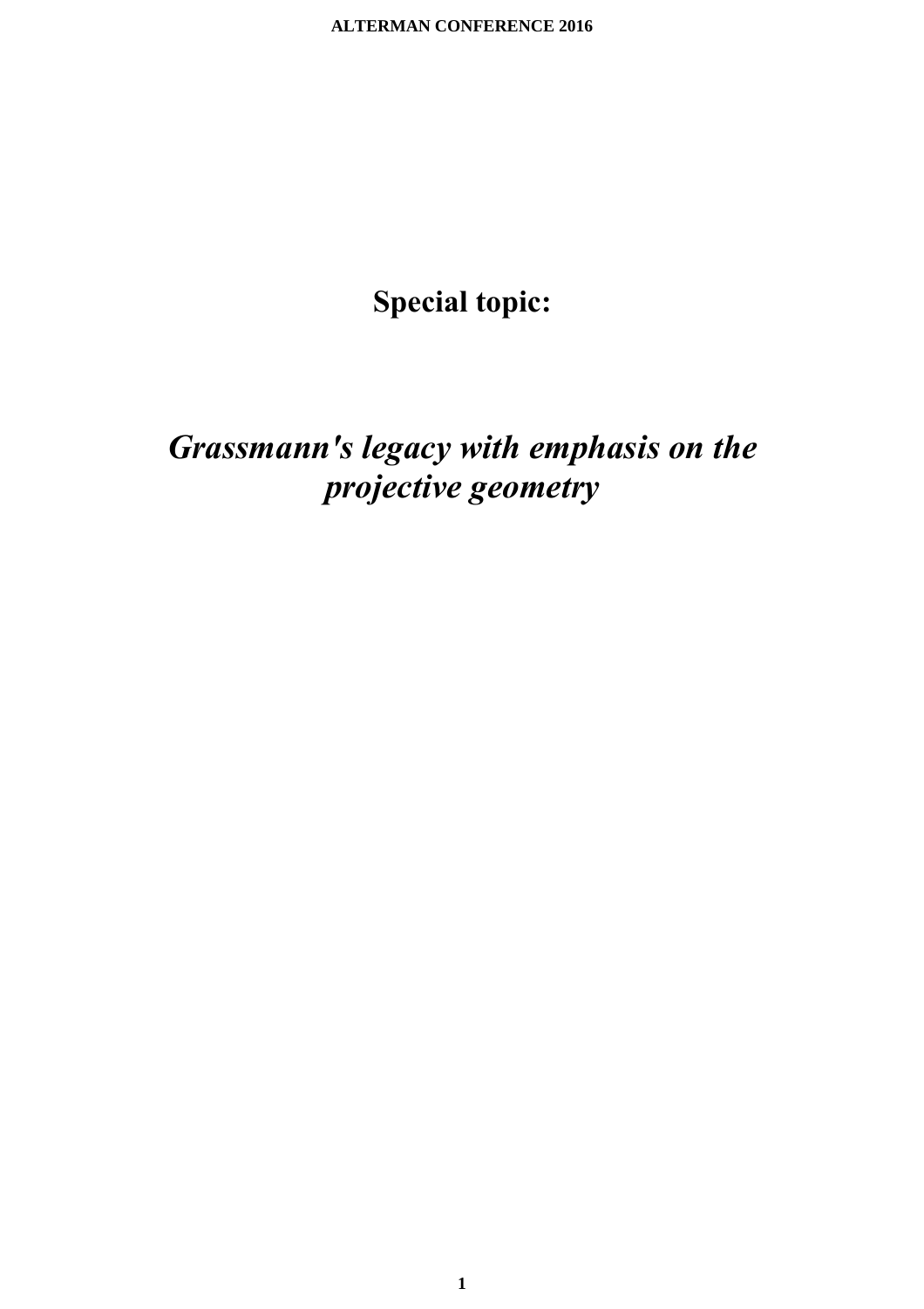# Special topic:

## *Grassmann's legacy with emphasis on the projective geometry*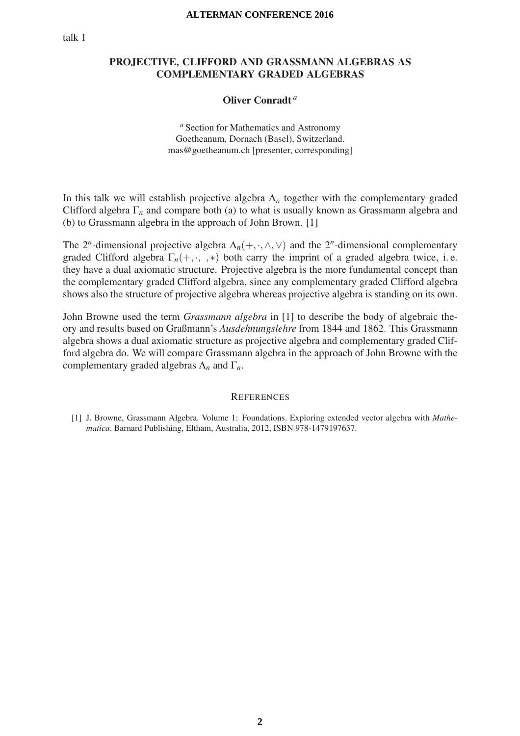talk 1

# PROJECTIVE, CLIFFORD AND GRASSMANN ALGEBRAS AS COMPLEMENTARY GRADED ALGEBRAS

**Oliver Conradt** [a]

[a] Section for Mathematics and Astronomy
Goetheanum, Dornach (Basel), Switzerland.
mas@goetheanum.ch [presenter, corresponding]

In this talk we will establish projective algebra $\Lambda_n$ together with the complementary graded Clifford algebra $\Gamma_n$ and compare both (a) to what is usually known as Grassmann algebra and (b) to Grassmann algebra in the approach of John Brown. [1]

The $2^n$-dimensional projective algebra $\Lambda_n(+,\cdot,\wedge,\vee)$ and the $2^n$-dimensional complementary graded Clifford algebra $\Gamma_n(+,\cdot,\ ,*)$ both carry the imprint of a graded algebra twice, i. e. they have a dual axiomatic structure. Projective algebra is the more fundamental concept than the complementary graded Clifford algebra, since any complementary graded Clifford algebra shows also the structure of projective algebra whereas projective algebra is standing on its own.

John Browne used the term *Grassmann algebra* in [1] to describe the body of algebraic theory and results based on Graßmann's *Ausdehnungslehre* from 1844 and 1862. This Grassmann algebra shows a dual axiomatic structure as projective algebra and complementary graded Clifford algebra do. We will compare Grassmann algebra in the approach of John Browne with the complementary graded algebras $\Lambda_n$ and $\Gamma_n$.

## REFERENCES

[1] J. Browne, Grassmann Algebra. Volume 1: Foundations. Exploring extended vector algebra with *Mathematica*. Barnard Publishing, Eltham, Australia, 2012, ISBN 978-1479197637.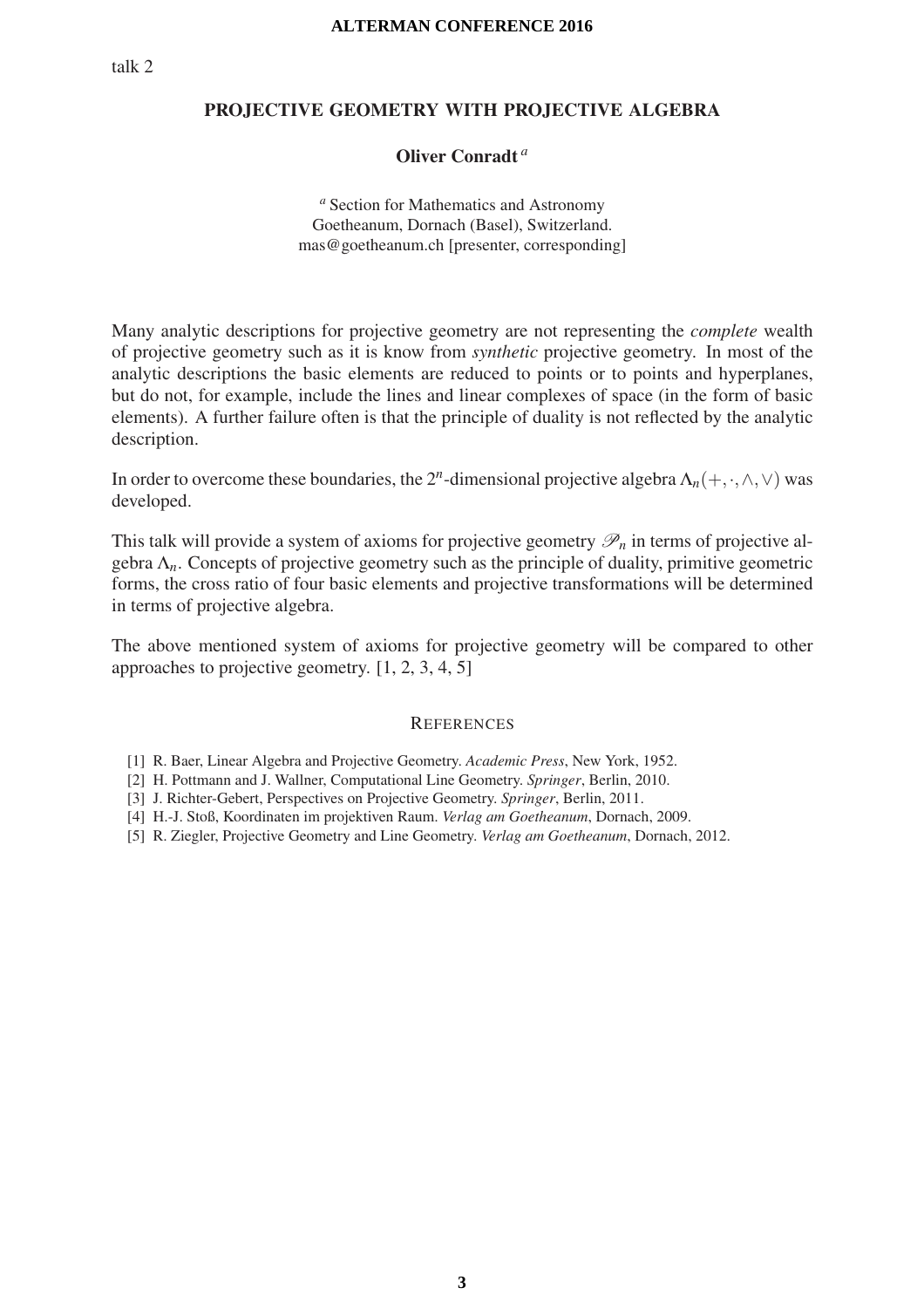talk 2

## PROJECTIVE GEOMETRY WITH PROJECTIVE ALGEBRA

**Oliver Conradt** [a]

[a] Section for Mathematics and Astronomy
Goetheanum, Dornach (Basel), Switzerland.
mas@goetheanum.ch [presenter, corresponding]

Many analytic descriptions for projective geometry are not representing the *complete* wealth of projective geometry such as it is know from *synthetic* projective geometry. In most of the analytic descriptions the basic elements are reduced to points or to points and hyperplanes, but do not, for example, include the lines and linear complexes of space (in the form of basic elements). A further failure often is that the principle of duality is not reflected by the analytic description.

In order to overcome these boundaries, the $2^n$-dimensional projective algebra $\Lambda_n(+,\cdot,\wedge,\vee)$ was developed.

This talk will provide a system of axioms for projective geometry $\mathscr{P}_n$ in terms of projective algebra $\Lambda_n$. Concepts of projective geometry such as the principle of duality, primitive geometric forms, the cross ratio of four basic elements and projective transformations will be determined in terms of projective algebra.

The above mentioned system of axioms for projective geometry will be compared to other approaches to projective geometry. [1, 2, 3, 4, 5]

### References

[1] R. Baer, Linear Algebra and Projective Geometry. *Academic Press*, New York, 1952.
[2] H. Pottmann and J. Wallner, Computational Line Geometry. *Springer*, Berlin, 2010.
[3] J. Richter-Gebert, Perspectives on Projective Geometry. *Springer*, Berlin, 2011.
[4] H.-J. Stoß, Koordinaten im projektiven Raum. *Verlag am Goetheanum*, Dornach, 2009.
[5] R. Ziegler, Projective Geometry and Line Geometry. *Verlag am Goetheanum*, Dornach, 2012.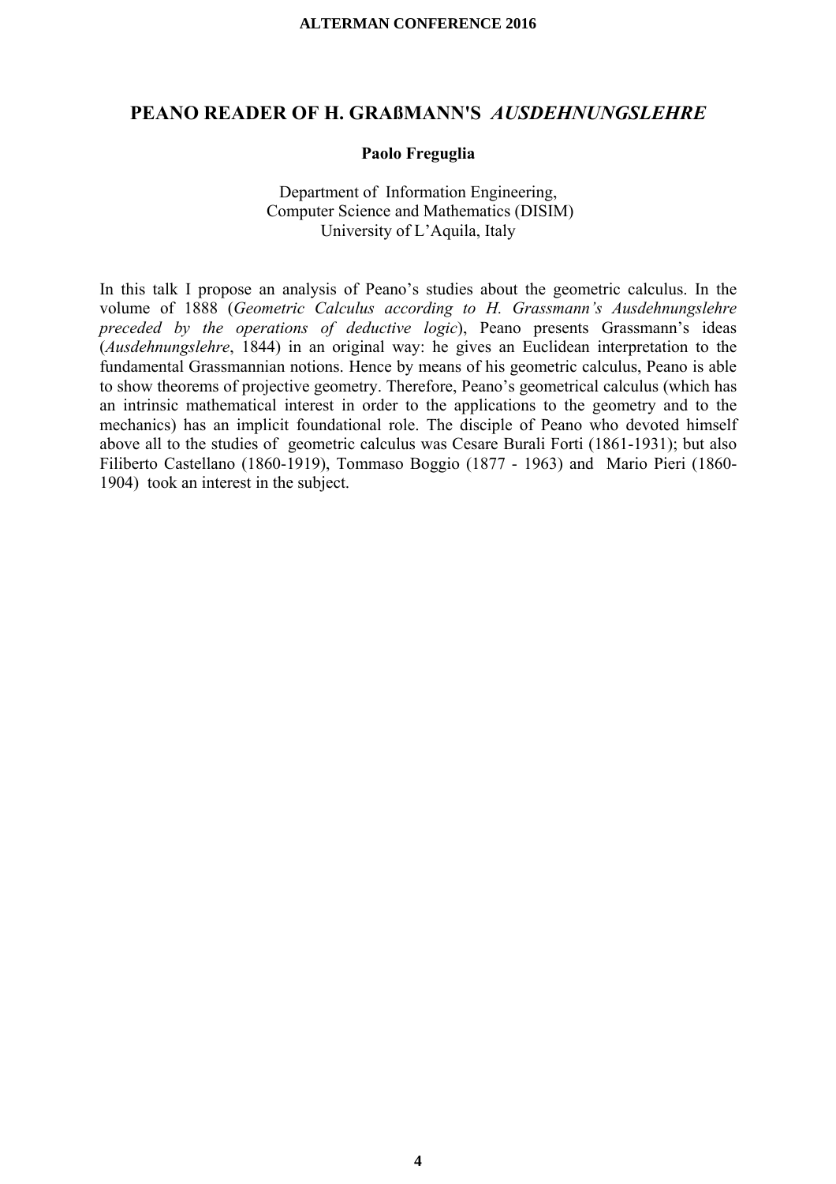## PEANO READER OF H. GRAßMANN'S *AUSDEHNUNGSLEHRE*

**Paolo Freguglia**

Department of Information Engineering,
Computer Science and Mathematics (DISIM)
University of L'Aquila, Italy

In this talk I propose an analysis of Peano's studies about the geometric calculus. In the volume of 1888 (*Geometric Calculus according to H. Grassmann's Ausdehnungslehre preceded by the operations of deductive logic*), Peano presents Grassmann's ideas (*Ausdehnungslehre*, 1844) in an original way: he gives an Euclidean interpretation to the fundamental Grassmannian notions. Hence by means of his geometric calculus, Peano is able to show theorems of projective geometry. Therefore, Peano's geometrical calculus (which has an intrinsic mathematical interest in order to the applications to the geometry and to the mechanics) has an implicit foundational role. The disciple of Peano who devoted himself above all to the studies of geometric calculus was Cesare Burali Forti (1861-1931); but also Filiberto Castellano (1860-1919), Tommaso Boggio (1877 - 1963) and Mario Pieri (1860-1904) took an interest in the subject.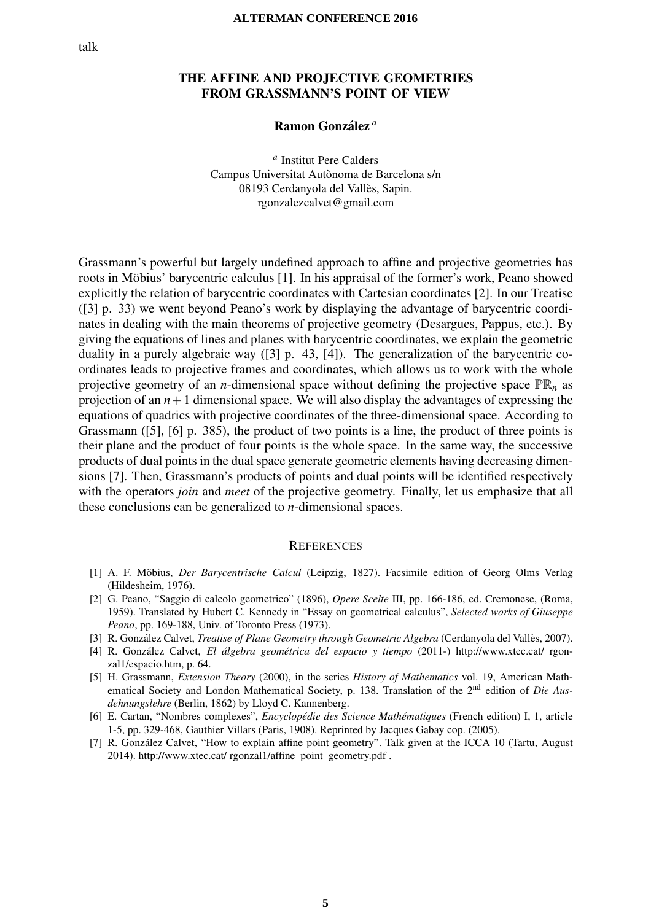talk

# THE AFFINE AND PROJECTIVE GEOMETRIES FROM GRASSMANN'S POINT OF VIEW

**Ramon González** [a]

[a] Institut Pere Calders
Campus Universitat Autònoma de Barcelona s/n
08193 Cerdanyola del Vallès, Sapin.
rgonzalezcalvet@gmail.com

Grassmann's powerful but largely undefined approach to affine and projective geometries has roots in Möbius' barycentric calculus [1]. In his appraisal of the former's work, Peano showed explicitly the relation of barycentric coordinates with Cartesian coordinates [2]. In our Treatise ([3] p. 33) we went beyond Peano's work by displaying the advantage of barycentric coordinates in dealing with the main theorems of projective geometry (Desargues, Pappus, etc.). By giving the equations of lines and planes with barycentric coordinates, we explain the geometric duality in a purely algebraic way ([3] p. 43, [4]). The generalization of the barycentric coordinates leads to projective frames and coordinates, which allows us to work with the whole projective geometry of an $n$-dimensional space without defining the projective space $\mathbb{PR}_n$ as projection of an $n+1$ dimensional space. We will also display the advantages of expressing the equations of quadrics with projective coordinates of the three-dimensional space. According to Grassmann ([5], [6] p. 385), the product of two points is a line, the product of three points is their plane and the product of four points is the whole space. In the same way, the successive products of dual points in the dual space generate geometric elements having decreasing dimensions [7]. Then, Grassmann's products of points and dual points will be identified respectively with the operators *join* and *meet* of the projective geometry. Finally, let us emphasize that all these conclusions can be generalized to $n$-dimensional spaces.

## References

[1] A. F. Möbius, *Der Barycentrische Calcul* (Leipzig, 1827). Facsimile edition of Georg Olms Verlag (Hildesheim, 1976).

[2] G. Peano, "Saggio di calcolo geometrico" (1896), *Opere Scelte* III, pp. 166-186, ed. Cremonese, (Roma, 1959). Translated by Hubert C. Kennedy in "Essay on geometrical calculus", *Selected works of Giuseppe Peano*, pp. 169-188, Univ. of Toronto Press (1973).

[3] R. González Calvet, *Treatise of Plane Geometry through Geometric Algebra* (Cerdanyola del Vallès, 2007).

[4] R. González Calvet, *El álgebra geométrica del espacio y tiempo* (2011-) http://www.xtec.cat/ rgonzal1/espacio.htm, p. 64.

[5] H. Grassmann, *Extension Theory* (2000), in the series *History of Mathematics* vol. 19, American Mathematical Society and London Mathematical Society, p. 138. Translation of the 2nd edition of *Die Ausdehnungslehre* (Berlin, 1862) by Lloyd C. Kannenberg.

[6] E. Cartan, "Nombres complexes", *Encyclopédie des Science Mathématiques* (French edition) I, 1, article 1-5, pp. 329-468, Gauthier Villars (Paris, 1908). Reprinted by Jacques Gabay cop. (2005).

[7] R. González Calvet, "How to explain affine point geometry". Talk given at the ICCA 10 (Tartu, August 2014). http://www.xtec.cat/ rgonzal1/affine_point_geometry.pdf .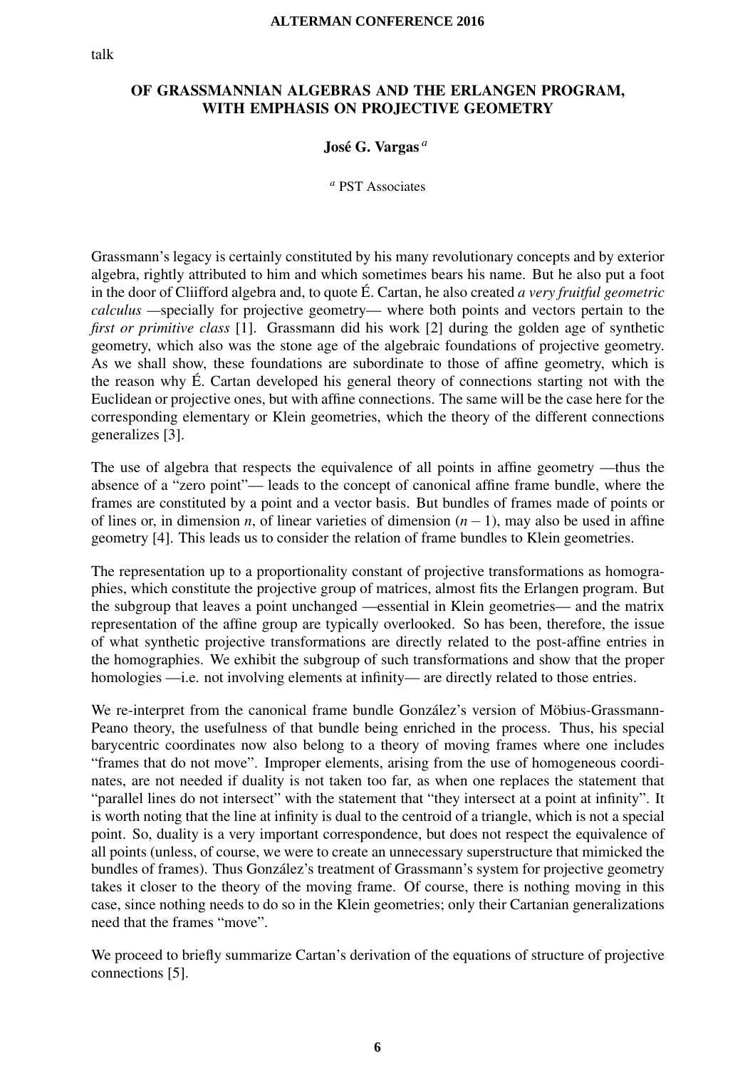talk

## OF GRASSMANNIAN ALGEBRAS AND THE ERLANGEN PROGRAM, WITH EMPHASIS ON PROJECTIVE GEOMETRY

**José G. Vargas** [a]

[a] PST Associates

Grassmann's legacy is certainly constituted by his many revolutionary concepts and by exterior algebra, rightly attributed to him and which sometimes bears his name. But he also put a foot in the door of Cliifford algebra and, to quote É. Cartan, he also created *a very fruitful geometric calculus* —specially for projective geometry— where both points and vectors pertain to the *first or primitive class* [1]. Grassmann did his work [2] during the golden age of synthetic geometry, which also was the stone age of the algebraic foundations of projective geometry. As we shall show, these foundations are subordinate to those of affine geometry, which is the reason why É. Cartan developed his general theory of connections starting not with the Euclidean or projective ones, but with affine connections. The same will be the case here for the corresponding elementary or Klein geometries, which the theory of the different connections generalizes [3].

The use of algebra that respects the equivalence of all points in affine geometry —thus the absence of a "zero point"— leads to the concept of canonical affine frame bundle, where the frames are constituted by a point and a vector basis. But bundles of frames made of points or of lines or, in dimension $n$, of linear varieties of dimension $(n-1)$, may also be used in affine geometry [4]. This leads us to consider the relation of frame bundles to Klein geometries.

The representation up to a proportionality constant of projective transformations as homographies, which constitute the projective group of matrices, almost fits the Erlangen program. But the subgroup that leaves a point unchanged —essential in Klein geometries— and the matrix representation of the affine group are typically overlooked. So has been, therefore, the issue of what synthetic projective transformations are directly related to the post-affine entries in the homographies. We exhibit the subgroup of such transformations and show that the proper homologies —i.e. not involving elements at infinity— are directly related to those entries.

We re-interpret from the canonical frame bundle González's version of Möbius-Grassmann-Peano theory, the usefulness of that bundle being enriched in the process. Thus, his special barycentric coordinates now also belong to a theory of moving frames where one includes "frames that do not move". Improper elements, arising from the use of homogeneous coordinates, are not needed if duality is not taken too far, as when one replaces the statement that "parallel lines do not intersect" with the statement that "they intersect at a point at infinity". It is worth noting that the line at infinity is dual to the centroid of a triangle, which is not a special point. So, duality is a very important correspondence, but does not respect the equivalence of all points (unless, of course, we were to create an unnecessary superstructure that mimicked the bundles of frames). Thus González's treatment of Grassmann's system for projective geometry takes it closer to the theory of the moving frame. Of course, there is nothing moving in this case, since nothing needs to do so in the Klein geometries; only their Cartanian generalizations need that the frames "move".

We proceed to briefly summarize Cartan's derivation of the equations of structure of projective connections [5].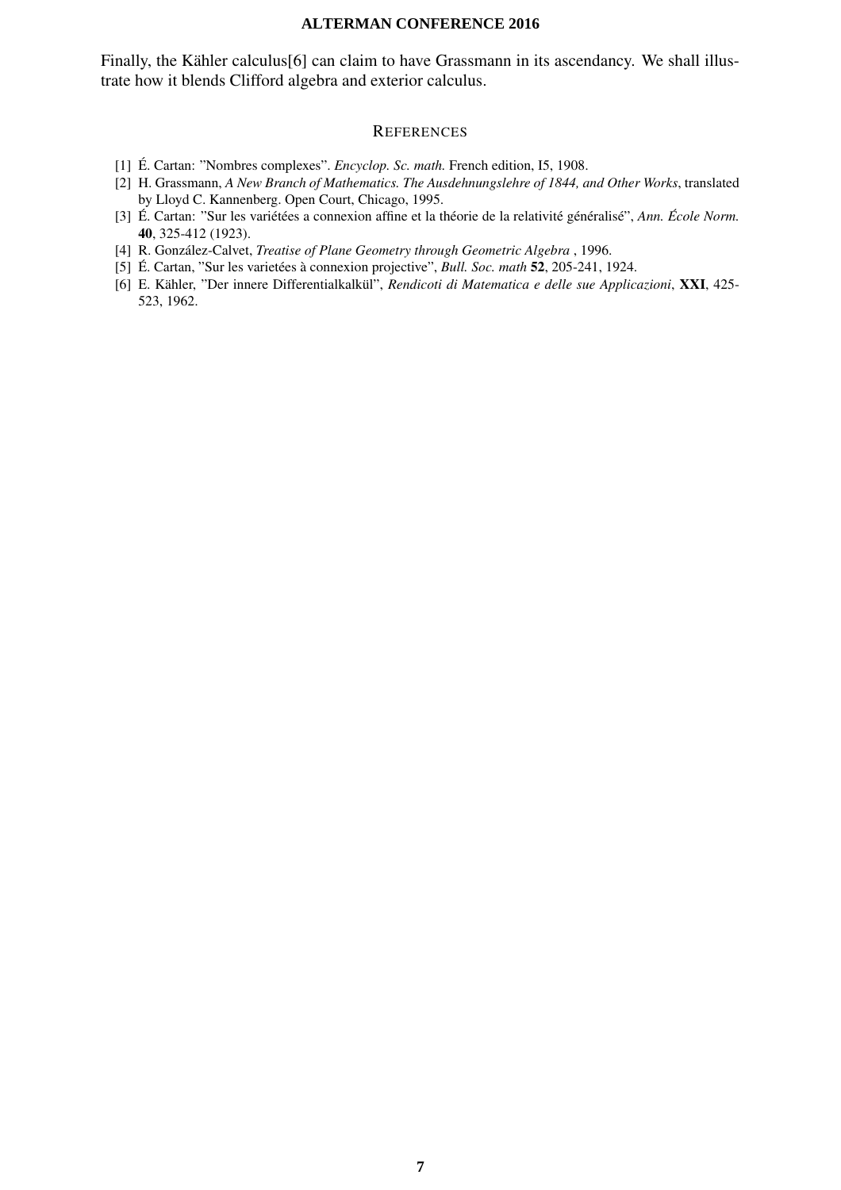Finally, the Kähler calculus[6] can claim to have Grassmann in its ascendancy. We shall illustrate how it blends Clifford algebra and exterior calculus.

## References

[1] É. Cartan: "Nombres complexes". *Encyclop. Sc. math.* French edition, I5, 1908.

[2] H. Grassmann, *A New Branch of Mathematics. The Ausdehnungslehre of 1844, and Other Works*, translated by Lloyd C. Kannenberg. Open Court, Chicago, 1995.

[3] É. Cartan: "Sur les variétées a connexion affine et la théorie de la relativité généralisé", *Ann. École Norm.* **40**, 325-412 (1923).

[4] R. González-Calvet, *Treatise of Plane Geometry through Geometric Algebra* , 1996.

[5] É. Cartan, "Sur les varietées à connexion projective", *Bull. Soc. math* **52**, 205-241, 1924.

[6] E. Kähler, "Der innere Differentialkalkül", *Rendicoti di Matematica e delle sue Applicazioni*, **XXI**, 425-523, 1962.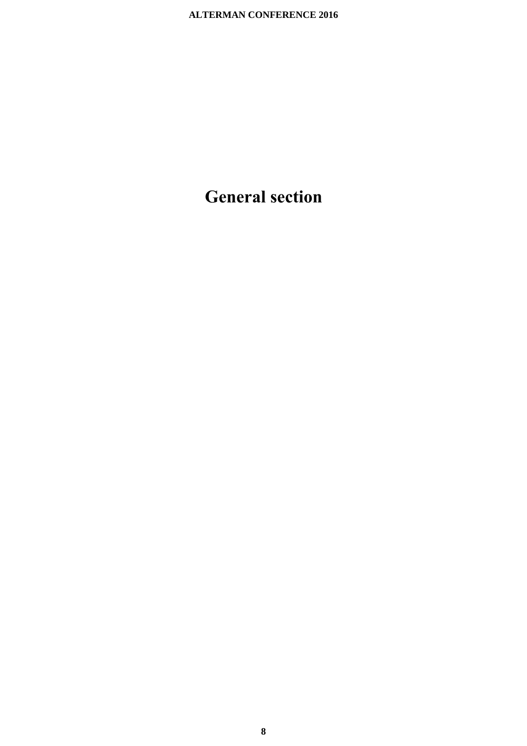# General section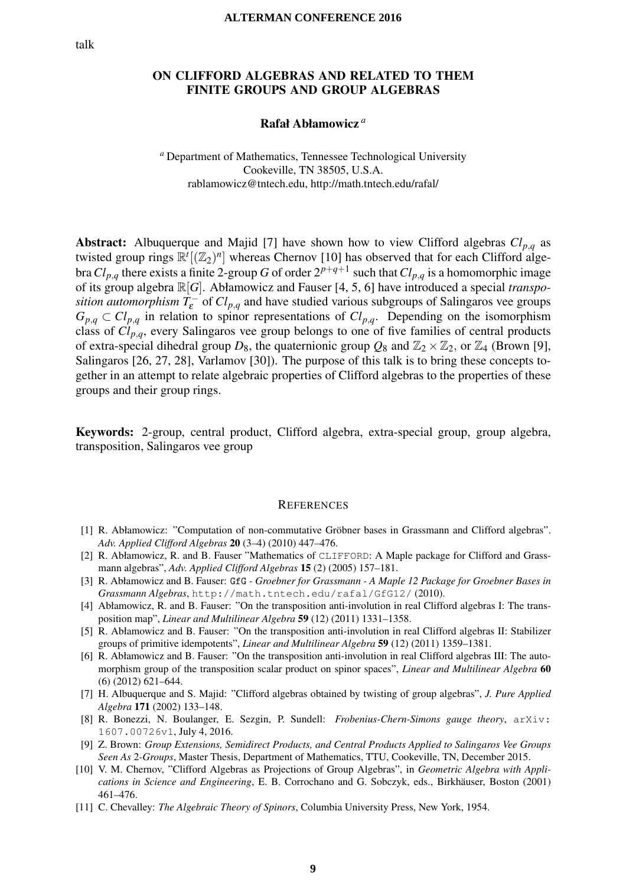talk

# ON CLIFFORD ALGEBRAS AND RELATED TO THEM FINITE GROUPS AND GROUP ALGEBRAS

**Rafał Abłamowicz** [a]

[a] Department of Mathematics, Tennessee Technological University
Cookeville, TN 38505, U.S.A.
rablamowicz@tntech.edu, http://math.tntech.edu/rafal/

**Abstract:** Albuquerque and Majid [7] have shown how to view Clifford algebras $Cl_{p,q}$ as twisted group rings $\mathbb{R}^t[(\mathbb{Z}_2)^n]$ whereas Chernov [10] has observed that for each Clifford algebra $Cl_{p,q}$ there exists a finite 2-group $G$ of order $2^{p+q+1}$ such that $Cl_{p,q}$ is a homomorphic image of its group algebra $\mathbb{R}[G]$. Abłamowicz and Fauser [4, 5, 6] have introduced a special *transposition automorphism* $T_\varepsilon^-$ of $Cl_{p,q}$ and have studied various subgroups of Salingaros vee groups $G_{p,q} \subset Cl_{p,q}$ in relation to spinor representations of $Cl_{p,q}$. Depending on the isomorphism class of $Cl_{p,q}$, every Salingaros vee group belongs to one of five families of central products of extra-special dihedral group $D_8$, the quaternionic group $Q_8$ and $\mathbb{Z}_2 \times \mathbb{Z}_2$, or $\mathbb{Z}_4$ (Brown [9], Salingaros [26, 27, 28], Varlamov [30]). The purpose of this talk is to bring these concepts together in an attempt to relate algebraic properties of Clifford algebras to the properties of these groups and their group rings.

**Keywords:** 2-group, central product, Clifford algebra, extra-special group, group algebra, transposition, Salingaros vee group

## REFERENCES

[1] R. Abłamowicz: "Computation of non-commutative Gröbner bases in Grassmann and Clifford algebras". *Adv. Applied Clifford Algebras* **20** (3–4) (2010) 447–476.

[2] R. Abłamowicz, R. and B. Fauser "Mathematics of `CLIFFORD`: A Maple package for Clifford and Grassmann algebras", *Adv. Applied Clifford Algebras* **15** (2) (2005) 157–181.

[3] R. Abłamowicz and B. Fauser: `GfG` - *Groebner for Grassmann - A Maple 12 Package for Groebner Bases in Grassmann Algebras*, `http://math.tntech.edu/rafal/GfG12/` (2010).

[4] Abłamowicz, R. and B. Fauser: "On the transposition anti-involution in real Clifford algebras I: The transposition map", *Linear and Multilinear Algebra* **59** (12) (2011) 1331–1358.

[5] R. Abłamowicz and B. Fauser: "On the transposition anti-involution in real Clifford algebras II: Stabilizer groups of primitive idempotents", *Linear and Multilinear Algebra* **59** (12) (2011) 1359–1381.

[6] R. Abłamowicz and B. Fauser: "On the transposition anti-involution in real Clifford algebras III: The automorphism group of the transposition scalar product on spinor spaces", *Linear and Multilinear Algebra* **60** (6) (2012) 621–644.

[7] H. Albuquerque and S. Majid: "Clifford algebras obtained by twisting of group algebras", *J. Pure Applied Algebra* **171** (2002) 133–148.

[8] R. Bonezzi, N. Boulanger, E. Sezgin, P. Sundell: *Frobenius-Chern-Simons gauge theory*, `arXiv:1607.00726v1`, July 4, 2016.

[9] Z. Brown: *Group Extensions, Semidirect Products, and Central Products Applied to Salingaros Vee Groups Seen As 2-Groups*, Master Thesis, Department of Mathematics, TTU, Cookeville, TN, December 2015.

[10] V. M. Chernov, "Clifford Algebras as Projections of Group Algebras", in *Geometric Algebra with Applications in Science and Engineering*, E. B. Corrochano and G. Sobczyk, eds., Birkhäuser, Boston (2001) 461–476.

[11] C. Chevalley: *The Algebraic Theory of Spinors*, Columbia University Press, New York, 1954.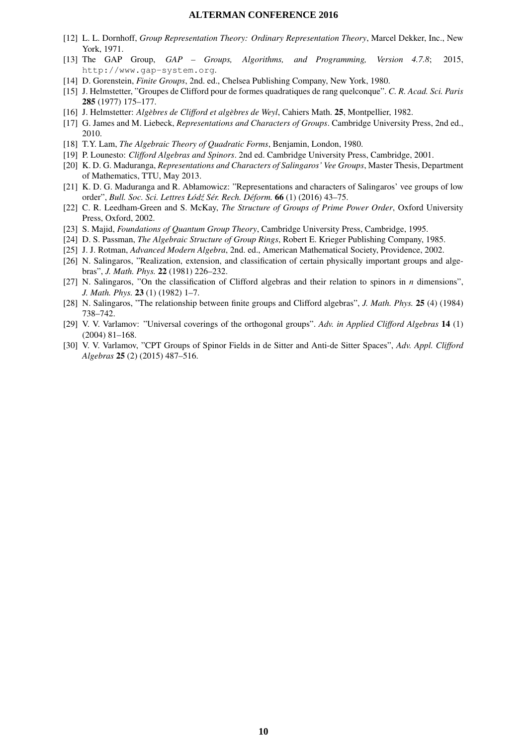[12] L. L. Dornhoff, *Group Representation Theory: Ordinary Representation Theory*, Marcel Dekker, Inc., New York, 1971.

[13] The GAP Group, *GAP – Groups, Algorithms, and Programming, Version 4.7.8*; 2015, `http://www.gap-system.org`.

[14] D. Gorenstein, *Finite Groups*, 2nd. ed., Chelsea Publishing Company, New York, 1980.

[15] J. Helmstetter, "Groupes de Clifford pour de formes quadratiques de rang quelconque". *C. R. Acad. Sci. Paris* **285** (1977) 175–177.

[16] J. Helmstetter: *Algèbres de Clifford et algèbres de Weyl*, Cahiers Math. **25**, Montpellier, 1982.

[17] G. James and M. Liebeck, *Representations and Characters of Groups*. Cambridge University Press, 2nd ed., 2010.

[18] T.Y. Lam, *The Algebraic Theory of Quadratic Forms*, Benjamin, London, 1980.

[19] P. Lounesto: *Clifford Algebras and Spinors*. 2nd ed. Cambridge University Press, Cambridge, 2001.

[20] K. D. G. Maduranga, *Representations and Characters of Salingaros' Vee Groups*, Master Thesis, Department of Mathematics, TTU, May 2013.

[21] K. D. G. Maduranga and R. Abłamowicz: "Representations and characters of Salingaros' vee groups of low order", *Bull. Soc. Sci. Lettres Łódź Sér. Rech. Déform.* **66** (1) (2016) 43–75.

[22] C. R. Leedham-Green and S. McKay, *The Structure of Groups of Prime Power Order*, Oxford University Press, Oxford, 2002.

[23] S. Majid, *Foundations of Quantum Group Theory*, Cambridge University Press, Cambridge, 1995.

[24] D. S. Passman, *The Algebraic Structure of Group Rings*, Robert E. Krieger Publishing Company, 1985.

[25] J. J. Rotman, *Advanced Modern Algebra*, 2nd. ed., American Mathematical Society, Providence, 2002.

[26] N. Salingaros, "Realization, extension, and classification of certain physically important groups and algebras", *J. Math. Phys.* **22** (1981) 226–232.

[27] N. Salingaros, "On the classification of Clifford algebras and their relation to spinors in *n* dimensions", *J. Math. Phys.* **23** (1) (1982) 1–7.

[28] N. Salingaros, "The relationship between finite groups and Clifford algebras", *J. Math. Phys.* **25** (4) (1984) 738–742.

[29] V. V. Varlamov: "Universal coverings of the orthogonal groups". *Adv. in Applied Clifford Algebras* **14** (1) (2004) 81–168.

[30] V. V. Varlamov, "CPT Groups of Spinor Fields in de Sitter and Anti-de Sitter Spaces", *Adv. Appl. Clifford Algebras* **25** (2) (2015) 487–516.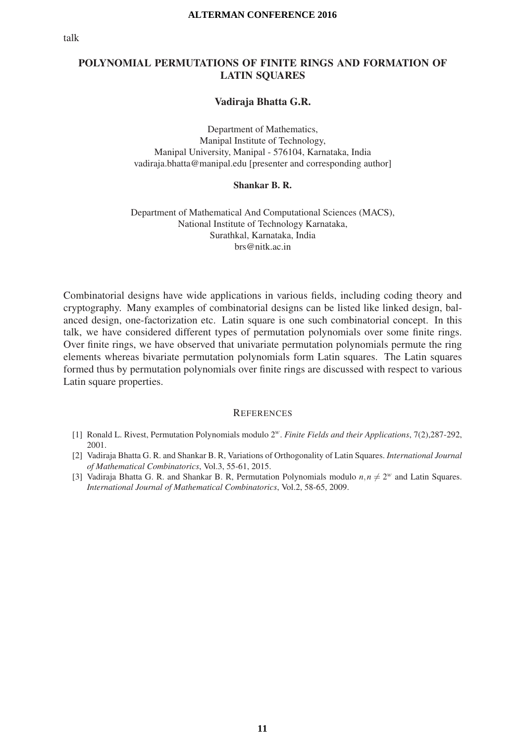talk

## POLYNOMIAL PERMUTATIONS OF FINITE RINGS AND FORMATION OF LATIN SQUARES

**Vadiraja Bhatta G.R.**

Department of Mathematics,
Manipal Institute of Technology,
Manipal University, Manipal - 576104, Karnataka, India
vadiraja.bhatta@manipal.edu [presenter and corresponding author]

**Shankar B. R.**

Department of Mathematical And Computational Sciences (MACS),
National Institute of Technology Karnataka,
Surathkal, Karnataka, India
brs@nitk.ac.in

Combinatorial designs have wide applications in various fields, including coding theory and cryptography. Many examples of combinatorial designs can be listed like linked design, balanced design, one-factorization etc. Latin square is one such combinatorial concept. In this talk, we have considered different types of permutation polynomials over some finite rings. Over finite rings, we have observed that univariate permutation polynomials permute the ring elements whereas bivariate permutation polynomials form Latin squares. The Latin squares formed thus by permutation polynomials over finite rings are discussed with respect to various Latin square properties.

### REFERENCES

[1] Ronald L. Rivest, Permutation Polynomials modulo $2^w$. *Finite Fields and their Applications*, 7(2),287-292, 2001.

[2] Vadiraja Bhatta G. R. and Shankar B. R, Variations of Orthogonality of Latin Squares. *International Journal of Mathematical Combinatorics*, Vol.3, 55-61, 2015.

[3] Vadiraja Bhatta G. R. and Shankar B. R, Permutation Polynomials modulo $n, n \neq 2^w$ and Latin Squares. *International Journal of Mathematical Combinatorics*, Vol.2, 58-65, 2009.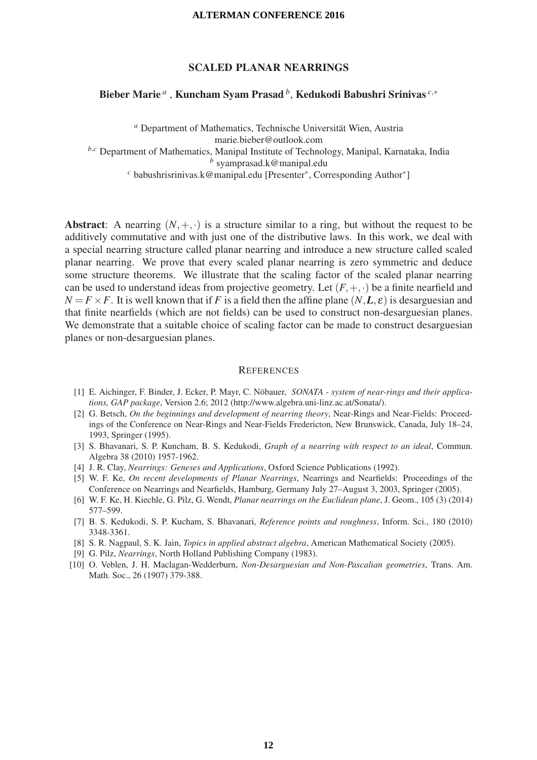# SCALED PLANAR NEARRINGS

**Bieber Marie** [a] , **Kuncham Syam Prasad** [b], **Kedukodi Babushri Srinivas** [c,*]

[a] Department of Mathematics, Technische Universität Wien, Austria
marie.bieber@outlook.com
[b,c] Department of Mathematics, Manipal Institute of Technology, Manipal, Karnataka, India
[b] syamprasad.k@manipal.edu
[c] babushrisrinivas.k@manipal.edu [Presenter*, Corresponding Author*]

**Abstract**: A nearring $(N,+,\cdot)$ is a structure similar to a ring, but without the request to be additively commutative and with just one of the distributive laws. In this work, we deal with a special nearring structure called planar nearring and introduce a new structure called scaled planar nearring. We prove that every scaled planar nearring is zero symmetric and deduce some structure theorems. We illustrate that the scaling factor of the scaled planar nearring can be used to understand ideas from projective geometry. Let $(F,+,\cdot)$ be a finite nearfield and $N = F \times F$. It is well known that if $F$ is a field then the affine plane $(N, \boldsymbol{L}, \varepsilon)$ is desarguesian and that finite nearfields (which are not fields) can be used to construct non-desarguesian planes. We demonstrate that a suitable choice of scaling factor can be made to construct desarguesian planes or non-desarguesian planes.

## REFERENCES

[1] E. Aichinger, F. Binder, J. Ecker, P. Mayr, C. Nöbauer, *SONATA - system of near-rings and their applications, GAP package*, Version 2.6; 2012 (http://www.algebra.uni-linz.ac.at/Sonata/).

[2] G. Betsch, *On the beginnings and development of nearring theory*, Near-Rings and Near-Fields: Proceedings of the Conference on Near-Rings and Near-Fields Fredericton, New Brunswick, Canada, July 18–24, 1993, Springer (1995).

[3] S. Bhavanari, S. P. Kuncham, B. S. Kedukodi, *Graph of a nearring with respect to an ideal*, Commun. Algebra 38 (2010) 1957-1962.

[4] J. R. Clay, *Nearrings: Geneses and Applications*, Oxford Science Publications (1992).

[5] W. F. Ke, *On recent developments of Planar Nearrings*, Nearrings and Nearfields: Proceedings of the Conference on Nearrings and Nearfields, Hamburg, Germany July 27–August 3, 2003, Springer (2005).

[6] W. F. Ke, H. Kiechle, G. Pilz, G. Wendt, *Planar nearrings on the Euclidean plane*, J. Geom., 105 (3) (2014) 577–599.

[7] B. S. Kedukodi, S. P. Kucham, S. Bhavanari, *Reference points and roughness*, Inform. Sci., 180 (2010) 3348-3361.

[8] S. R. Nagpaul, S. K. Jain, *Topics in applied abstract algebra*, American Mathematical Society (2005).

[9] G. Pilz, *Nearrings*, North Holland Publishing Company (1983).

[10] O. Veblen, J. H. Maclagan-Wedderburn, *Non-Desarguesian and Non-Pascalian geometries*, Trans. Am. Math. Soc., 26 (1907) 379-388.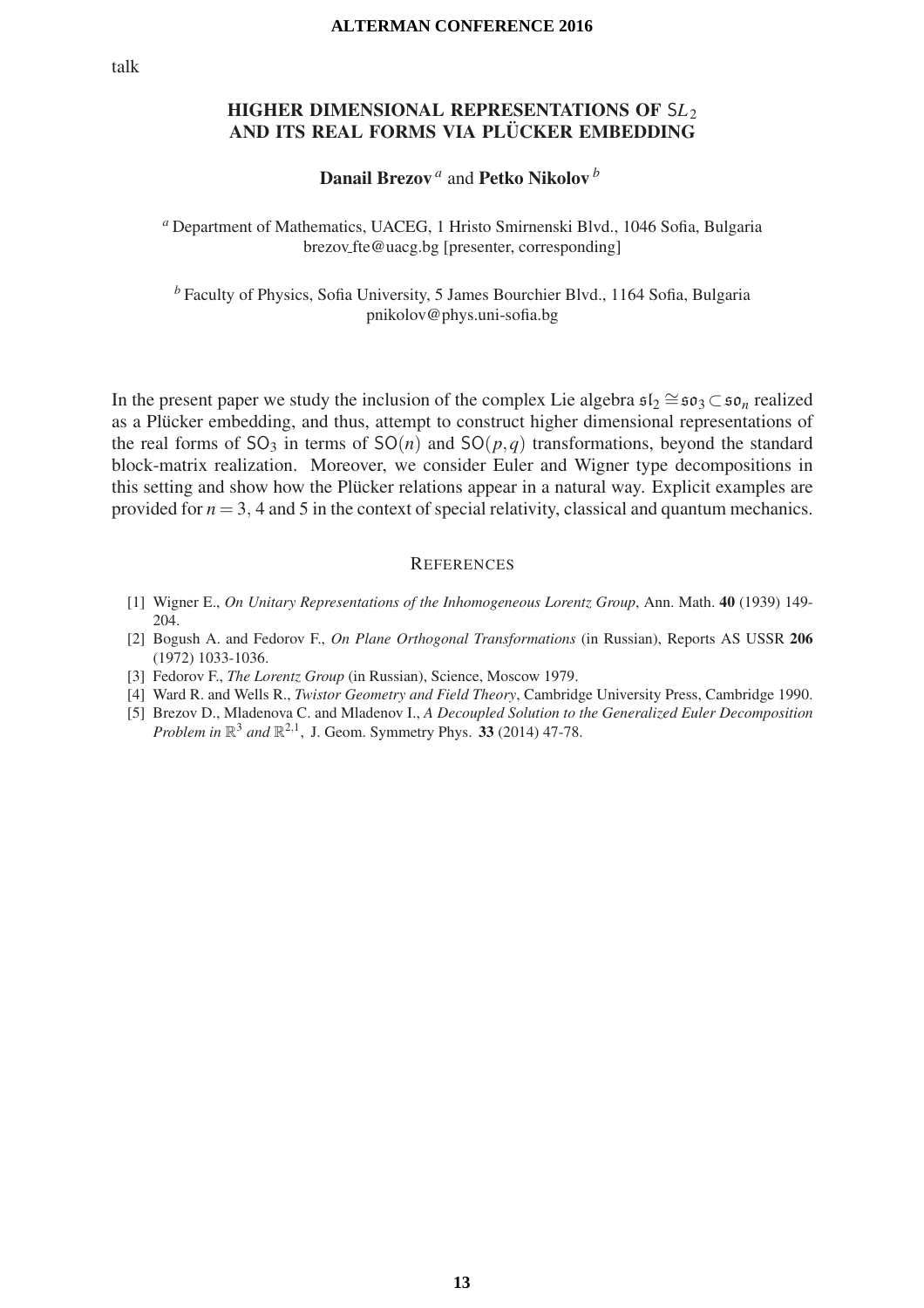talk

# HIGHER DIMENSIONAL REPRESENTATIONS OF $\mathsf{S}L_2$ AND ITS REAL FORMS VIA PLÜCKER EMBEDDING

**Danail Brezov** [a] and **Petko Nikolov** [b]

[a] Department of Mathematics, UACEG, 1 Hristo Smirnenski Blvd., 1046 Sofia, Bulgaria
brezov_fte@uacg.bg [presenter, corresponding]

[b] Faculty of Physics, Sofia University, 5 James Bourchier Blvd., 1164 Sofia, Bulgaria
pnikolov@phys.uni-sofia.bg

In the present paper we study the inclusion of the complex Lie algebra $\mathfrak{sl}_2 \cong \mathfrak{so}_3 \subset \mathfrak{so}_n$ realized as a Plücker embedding, and thus, attempt to construct higher dimensional representations of the real forms of $\mathsf{SO}_3$ in terms of $\mathsf{SO}(n)$ and $\mathsf{SO}(p,q)$ transformations, beyond the standard block-matrix realization. Moreover, we consider Euler and Wigner type decompositions in this setting and show how the Plücker relations appear in a natural way. Explicit examples are provided for $n = 3$, 4 and 5 in the context of special relativity, classical and quantum mechanics.

## REFERENCES

[1] Wigner E., *On Unitary Representations of the Inhomogeneous Lorentz Group*, Ann. Math. **40** (1939) 149-204.

[2] Bogush A. and Fedorov F., *On Plane Orthogonal Transformations* (in Russian), Reports AS USSR **206** (1972) 1033-1036.

[3] Fedorov F., *The Lorentz Group* (in Russian), Science, Moscow 1979.

[4] Ward R. and Wells R., *Twistor Geometry and Field Theory*, Cambridge University Press, Cambridge 1990.

[5] Brezov D., Mladenova C. and Mladenov I., *A Decoupled Solution to the Generalized Euler Decomposition Problem in $\mathbb{R}^3$ and $\mathbb{R}^{2,1}$*, J. Geom. Symmetry Phys. **33** (2014) 47-78.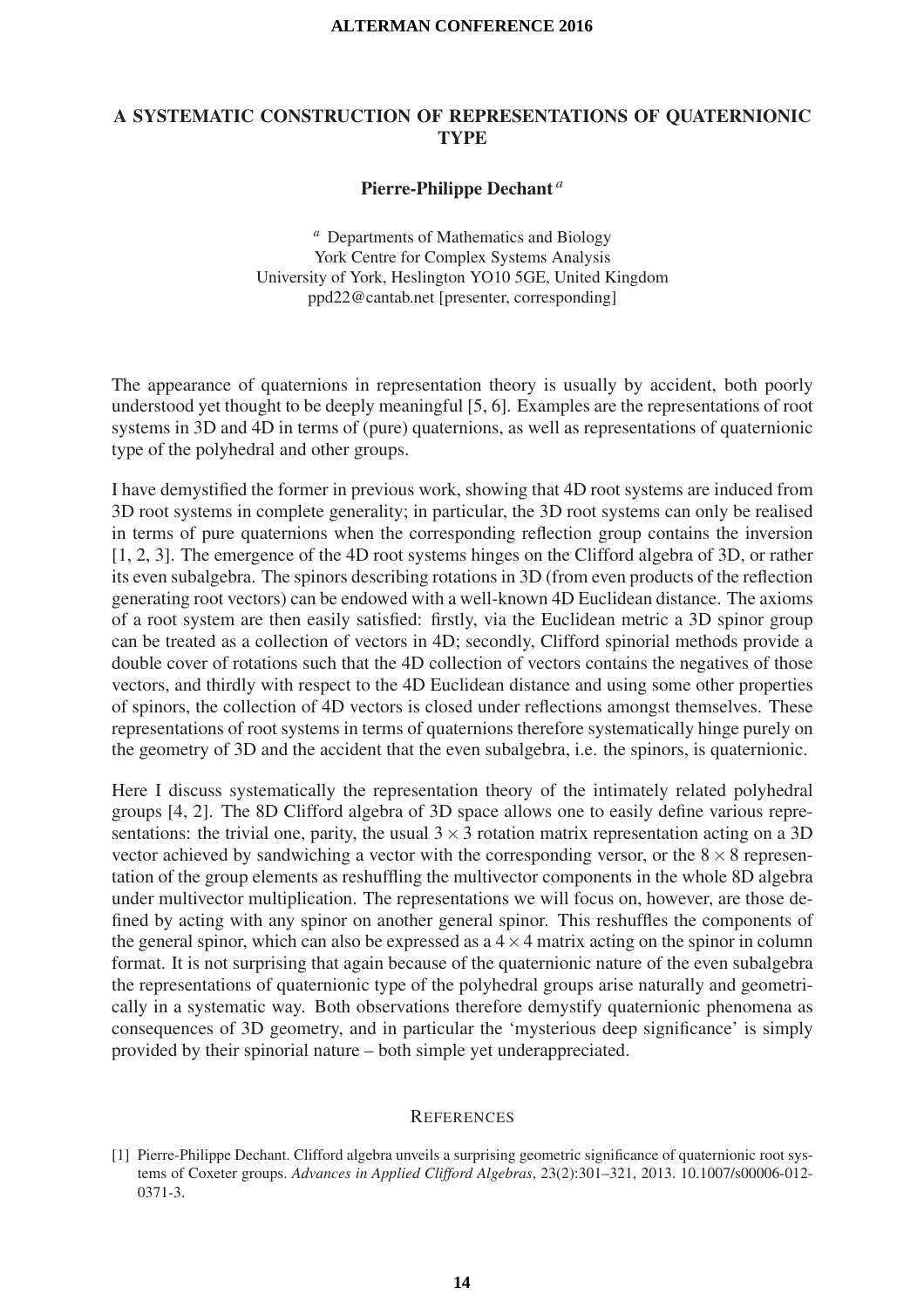# A SYSTEMATIC CONSTRUCTION OF REPRESENTATIONS OF QUATERNIONIC TYPE

**Pierre-Philippe Dechant** [a]

[a] Departments of Mathematics and Biology
York Centre for Complex Systems Analysis
University of York, Heslington YO10 5GE, United Kingdom
ppd22@cantab.net [presenter, corresponding]

The appearance of quaternions in representation theory is usually by accident, both poorly understood yet thought to be deeply meaningful [5, 6]. Examples are the representations of root systems in 3D and 4D in terms of (pure) quaternions, as well as representations of quaternionic type of the polyhedral and other groups.

I have demystified the former in previous work, showing that 4D root systems are induced from 3D root systems in complete generality; in particular, the 3D root systems can only be realised in terms of pure quaternions when the corresponding reflection group contains the inversion [1, 2, 3]. The emergence of the 4D root systems hinges on the Clifford algebra of 3D, or rather its even subalgebra. The spinors describing rotations in 3D (from even products of the reflection generating root vectors) can be endowed with a well-known 4D Euclidean distance. The axioms of a root system are then easily satisfied: firstly, via the Euclidean metric a 3D spinor group can be treated as a collection of vectors in 4D; secondly, Clifford spinorial methods provide a double cover of rotations such that the 4D collection of vectors contains the negatives of those vectors, and thirdly with respect to the 4D Euclidean distance and using some other properties of spinors, the collection of 4D vectors is closed under reflections amongst themselves. These representations of root systems in terms of quaternions therefore systematically hinge purely on the geometry of 3D and the accident that the even subalgebra, i.e. the spinors, is quaternionic.

Here I discuss systematically the representation theory of the intimately related polyhedral groups [4, 2]. The 8D Clifford algebra of 3D space allows one to easily define various representations: the trivial one, parity, the usual $3 \times 3$ rotation matrix representation acting on a 3D vector achieved by sandwiching a vector with the corresponding versor, or the $8 \times 8$ representation of the group elements as reshuffling the multivector components in the whole 8D algebra under multivector multiplication. The representations we will focus on, however, are those defined by acting with any spinor on another general spinor. This reshuffles the components of the general spinor, which can also be expressed as a $4 \times 4$ matrix acting on the spinor in column format. It is not surprising that again because of the quaternionic nature of the even subalgebra the representations of quaternionic type of the polyhedral groups arise naturally and geometrically in a systematic way. Both observations therefore demystify quaternionic phenomena as consequences of 3D geometry, and in particular the 'mysterious deep significance' is simply provided by their spinorial nature – both simple yet underappreciated.

## References

[1] Pierre-Philippe Dechant. Clifford algebra unveils a surprising geometric significance of quaternionic root systems of Coxeter groups. *Advances in Applied Clifford Algebras*, 23(2):301–321, 2013. 10.1007/s00006-012-0371-3.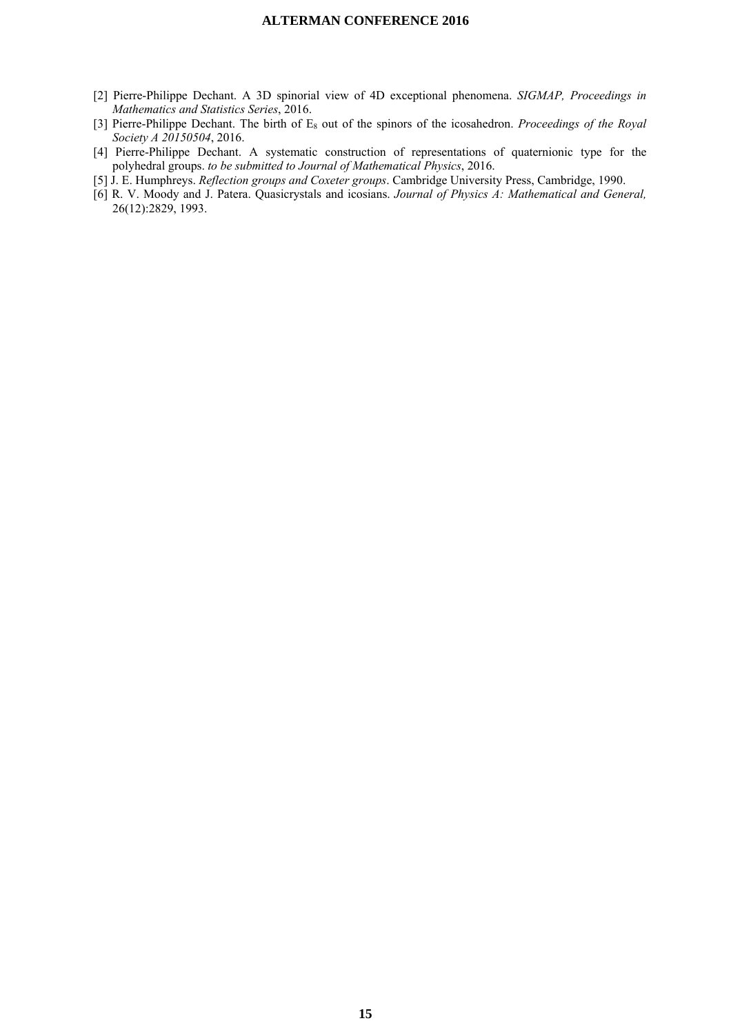[2] Pierre-Philippe Dechant. A 3D spinorial view of 4D exceptional phenomena. *SIGMAP, Proceedings in Mathematics and Statistics Series*, 2016.

[3] Pierre-Philippe Dechant. The birth of $E_8$ out of the spinors of the icosahedron. *Proceedings of the Royal Society A 20150504*, 2016.

[4] Pierre-Philippe Dechant. A systematic construction of representations of quaternionic type for the polyhedral groups. *to be submitted to Journal of Mathematical Physics*, 2016.

[5] J. E. Humphreys. *Reflection groups and Coxeter groups*. Cambridge University Press, Cambridge, 1990.

[6] R. V. Moody and J. Patera. Quasicrystals and icosians. *Journal of Physics A: Mathematical and General,* 26(12):2829, 1993.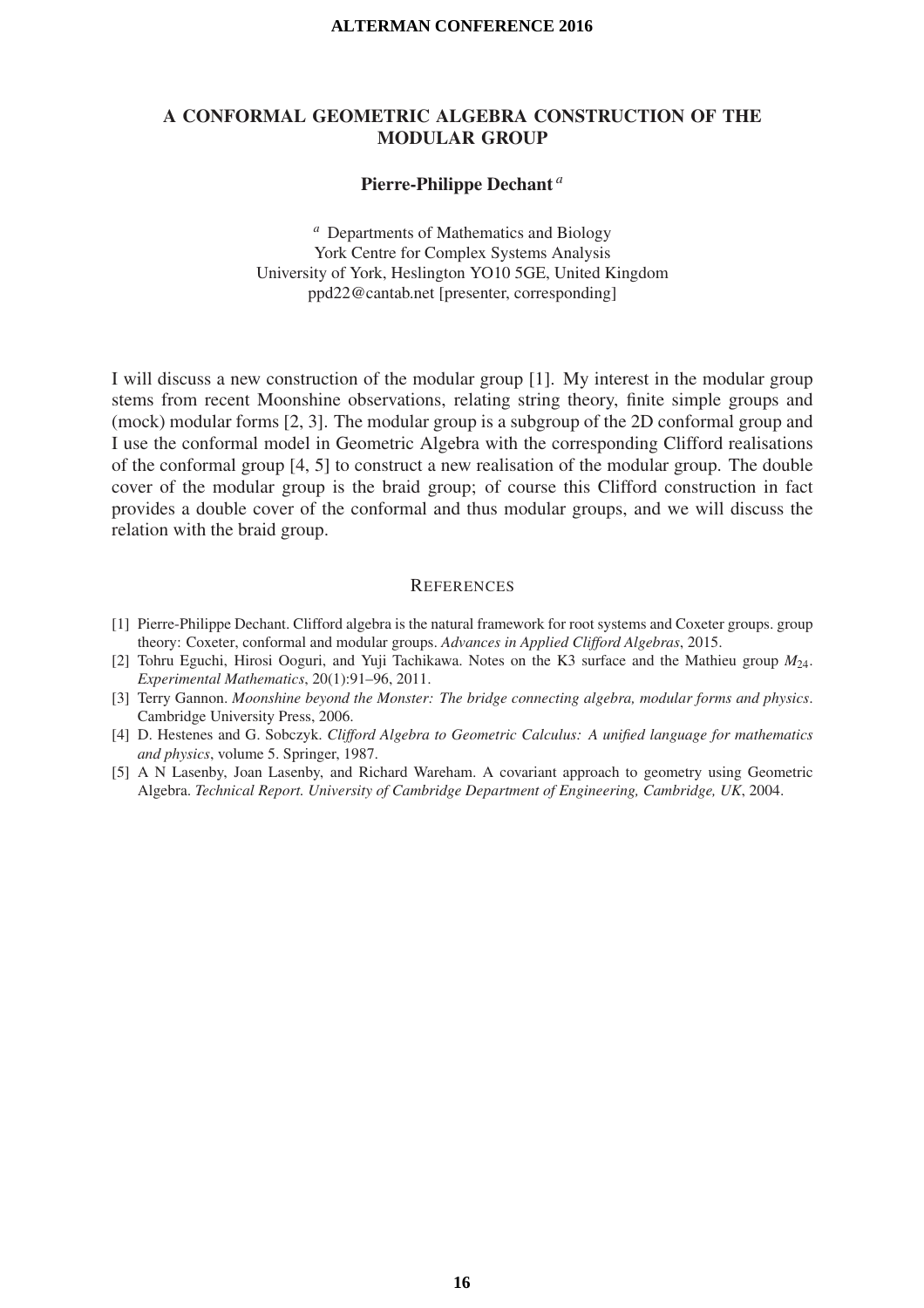# A CONFORMAL GEOMETRIC ALGEBRA CONSTRUCTION OF THE MODULAR GROUP

**Pierre-Philippe Dechant** [a]

[a] Departments of Mathematics and Biology
York Centre for Complex Systems Analysis
University of York, Heslington YO10 5GE, United Kingdom
ppd22@cantab.net [presenter, corresponding]

I will discuss a new construction of the modular group [1]. My interest in the modular group stems from recent Moonshine observations, relating string theory, finite simple groups and (mock) modular forms [2, 3]. The modular group is a subgroup of the 2D conformal group and I use the conformal model in Geometric Algebra with the corresponding Clifford realisations of the conformal group [4, 5] to construct a new realisation of the modular group. The double cover of the modular group is the braid group; of course this Clifford construction in fact provides a double cover of the conformal and thus modular groups, and we will discuss the relation with the braid group.

## References

[1] Pierre-Philippe Dechant. Clifford algebra is the natural framework for root systems and Coxeter groups. group theory: Coxeter, conformal and modular groups. *Advances in Applied Clifford Algebras*, 2015.

[2] Tohru Eguchi, Hirosi Ooguri, and Yuji Tachikawa. Notes on the K3 surface and the Mathieu group $M_{24}$. *Experimental Mathematics*, 20(1):91–96, 2011.

[3] Terry Gannon. *Moonshine beyond the Monster: The bridge connecting algebra, modular forms and physics*. Cambridge University Press, 2006.

[4] D. Hestenes and G. Sobczyk. *Clifford Algebra to Geometric Calculus: A unified language for mathematics and physics*, volume 5. Springer, 1987.

[5] A N Lasenby, Joan Lasenby, and Richard Wareham. A covariant approach to geometry using Geometric Algebra. *Technical Report. University of Cambridge Department of Engineering, Cambridge, UK*, 2004.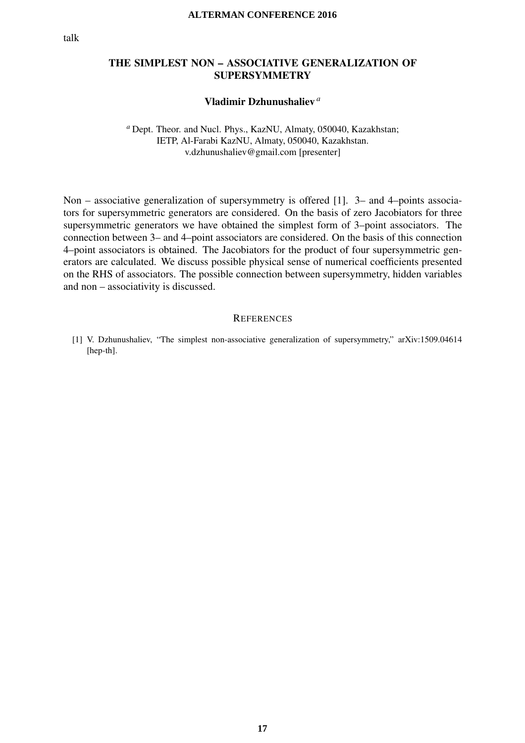talk

# THE SIMPLEST NON – ASSOCIATIVE GENERALIZATION OF SUPERSYMMETRY

**Vladimir Dzhunushaliev** [a]

[a] Dept. Theor. and Nucl. Phys., KazNU, Almaty, 050040, Kazakhstan;
IETP, Al-Farabi KazNU, Almaty, 050040, Kazakhstan.
v.dzhunushaliev@gmail.com [presenter]

Non – associative generalization of supersymmetry is offered [1]. 3– and 4–points associators for supersymmetric generators are considered. On the basis of zero Jacobiators for three supersymmetric generators we have obtained the simplest form of 3–point associators. The connection between 3– and 4–point associators are considered. On the basis of this connection 4–point associators is obtained. The Jacobiators for the product of four supersymmetric generators are calculated. We discuss possible physical sense of numerical coefficients presented on the RHS of associators. The possible connection between supersymmetry, hidden variables and non – associativity is discussed.

## REFERENCES

[1] V. Dzhunushaliev, "The simplest non-associative generalization of supersymmetry," arXiv:1509.04614 [hep-th].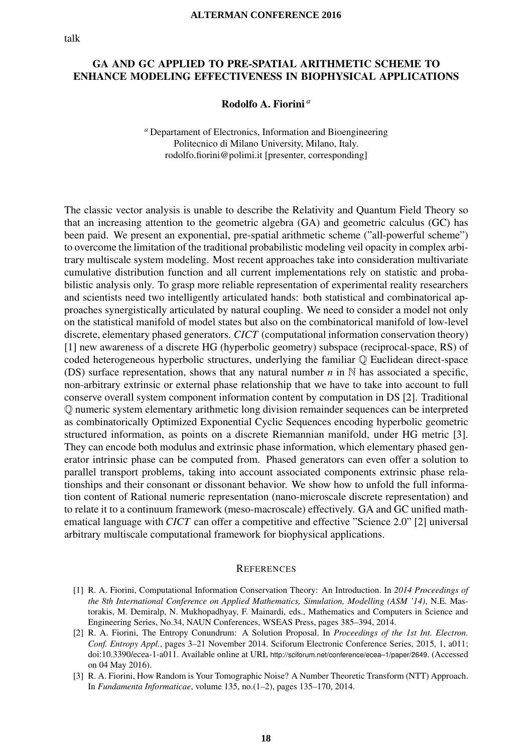talk

# GA AND GC APPLIED TO PRE-SPATIAL ARITHMETIC SCHEME TO ENHANCE MODELING EFFECTIVENESS IN BIOPHYSICAL APPLICATIONS

**Rodolfo A. Fiorini** [a]

[a] Departament of Electronics, Information and Bioengineering
Politecnico di Milano University, Milano, Italy.
rodolfo.fiorini@polimi.it [presenter, corresponding]

The classic vector analysis is unable to describe the Relativity and Quantum Field Theory so that an increasing attention to the geometric algebra (GA) and geometric calculus (GC) has been paid. We present an exponential, pre-spatial arithmetic scheme ("all-powerful scheme") to overcome the limitation of the traditional probabilistic modeling veil opacity in complex arbitrary multiscale system modeling. Most recent approaches take into consideration multivariate cumulative distribution function and all current implementations rely on statistic and probabilistic analysis only. To grasp more reliable representation of experimental reality researchers and scientists need two intelligently articulated hands: both statistical and combinatorical approaches synergistically articulated by natural coupling. We need to consider a model not only on the statistical manifold of model states but also on the combinatorical manifold of low-level discrete, elementary phased generators. *CICT* (computational information conservation theory) [1] new awareness of a discrete HG (hyperbolic geometry) subspace (reciprocal-space, RS) of coded heterogeneous hyperbolic structures, underlying the familiar $\mathbb{Q}$ Euclidean direct-space (DS) surface representation, shows that any natural number $n$ in $\mathbb{N}$ has associated a specific, non-arbitrary extrinsic or external phase relationship that we have to take into account to full conserve overall system component information content by computation in DS [2]. Traditional $\mathbb{Q}$ numeric system elementary arithmetic long division remainder sequences can be interpreted as combinatorically Optimized Exponential Cyclic Sequences encoding hyperbolic geometric structured information, as points on a discrete Riemannian manifold, under HG metric [3]. They can encode both modulus and extrinsic phase information, which elementary phased generator intrinsic phase can be computed from. Phased generators can even offer a solution to parallel transport problems, taking into account associated components extrinsic phase relationships and their consonant or dissonant behavior. We show how to unfold the full information content of Rational numeric representation (nano-microscale discrete representation) and to relate it to a continuum framework (meso-macroscale) effectively. GA and GC unified mathematical language with *CICT* can offer a competitive and effective "Science 2.0" [2] universal arbitrary multiscale computational framework for biophysical applications.

## REFERENCES

[1] R. A. Fiorini, Computational Information Conservation Theory: An Introduction. In *2014 Proceedings of the 8th International Conference on Applied Mathematics, Simulation, Modelling (ASM '14)*, N.E. Mastorakis, M. Demiralp, N. Mukhopadhyay, F. Mainardi, eds., Mathematics and Computers in Science and Engineering Series, No.34, NAUN Conferences, WSEAS Press, pages 385–394, 2014.

[2] R. A. Fiorini, The Entropy Conundrum: A Solution Proposal. In *Proceedings of the 1st Int. Electron. Conf. Entropy Appl.*, pages 3–21 November 2014. Sciforum Electronic Conference Series, 2015, 1, a011; doi:10.3390/ecea-1-a011. Available online at URL http://sciforum.net/conference/ecea–1/paper/2649. (Accessed on 04 May 2016).

[3] R. A. Fiorini, How Random is Your Tomographic Noise? A Number Theoretic Transform (NTT) Approach. In *Fundamenta Informaticae*, volume 135, no.(1–2), pages 135–170, 2014.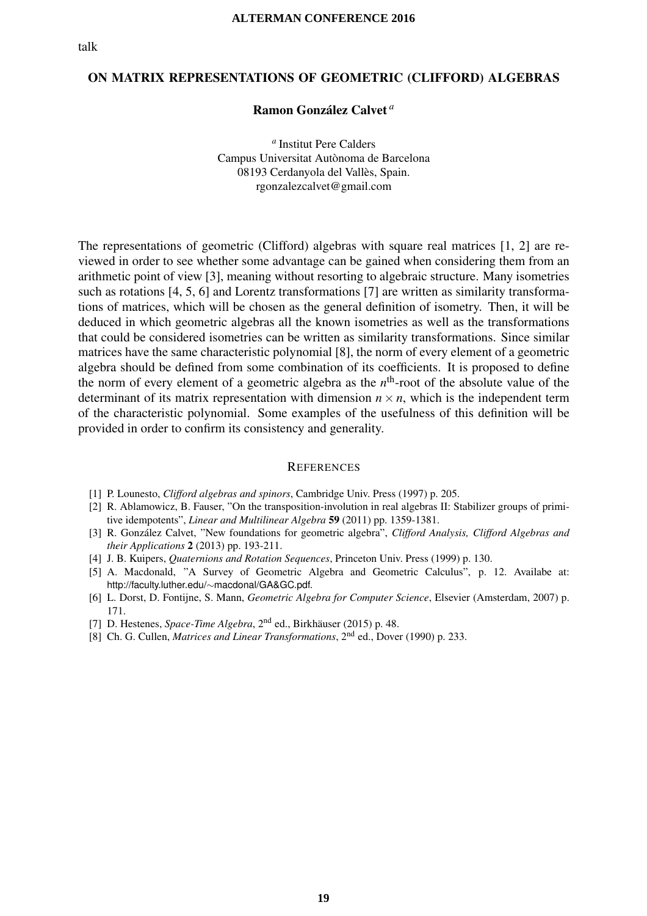talk

## ON MATRIX REPRESENTATIONS OF GEOMETRIC (CLIFFORD) ALGEBRAS

**Ramon González Calvet** [a]

[a] Institut Pere Calders
Campus Universitat Autònoma de Barcelona
08193 Cerdanyola del Vallès, Spain.
rgonzalezcalvet@gmail.com

The representations of geometric (Clifford) algebras with square real matrices [1, 2] are reviewed in order to see whether some advantage can be gained when considering them from an arithmetic point of view [3], meaning without resorting to algebraic structure. Many isometries such as rotations [4, 5, 6] and Lorentz transformations [7] are written as similarity transformations of matrices, which will be chosen as the general definition of isometry. Then, it will be deduced in which geometric algebras all the known isometries as well as the transformations that could be considered isometries can be written as similarity transformations. Since similar matrices have the same characteristic polynomial [8], the norm of every element of a geometric algebra should be defined from some combination of its coefficients. It is proposed to define the norm of every element of a geometric algebra as the $n^{\text{th}}$-root of the absolute value of the determinant of its matrix representation with dimension $n \times n$, which is the independent term of the characteristic polynomial. Some examples of the usefulness of this definition will be provided in order to confirm its consistency and generality.

### References

[1] P. Lounesto, *Clifford algebras and spinors*, Cambridge Univ. Press (1997) p. 205.

[2] R. Ablamowicz, B. Fauser, "On the transposition-involution in real algebras II: Stabilizer groups of primitive idempotents", *Linear and Multilinear Algebra* **59** (2011) pp. 1359-1381.

[3] R. González Calvet, "New foundations for geometric algebra", *Clifford Analysis, Clifford Algebras and their Applications* **2** (2013) pp. 193-211.

[4] J. B. Kuipers, *Quaternions and Rotation Sequences*, Princeton Univ. Press (1999) p. 130.

[5] A. Macdonald, "A Survey of Geometric Algebra and Geometric Calculus", p. 12. Availabe at: http://faculty.luther.edu/∼macdonal/GA&GC.pdf.

[6] L. Dorst, D. Fontijne, S. Mann, *Geometric Algebra for Computer Science*, Elsevier (Amsterdam, 2007) p. 171.

[7] D. Hestenes, *Space-Time Algebra*, 2nd ed., Birkhäuser (2015) p. 48.

[8] Ch. G. Cullen, *Matrices and Linear Transformations*, 2nd ed., Dover (1990) p. 233.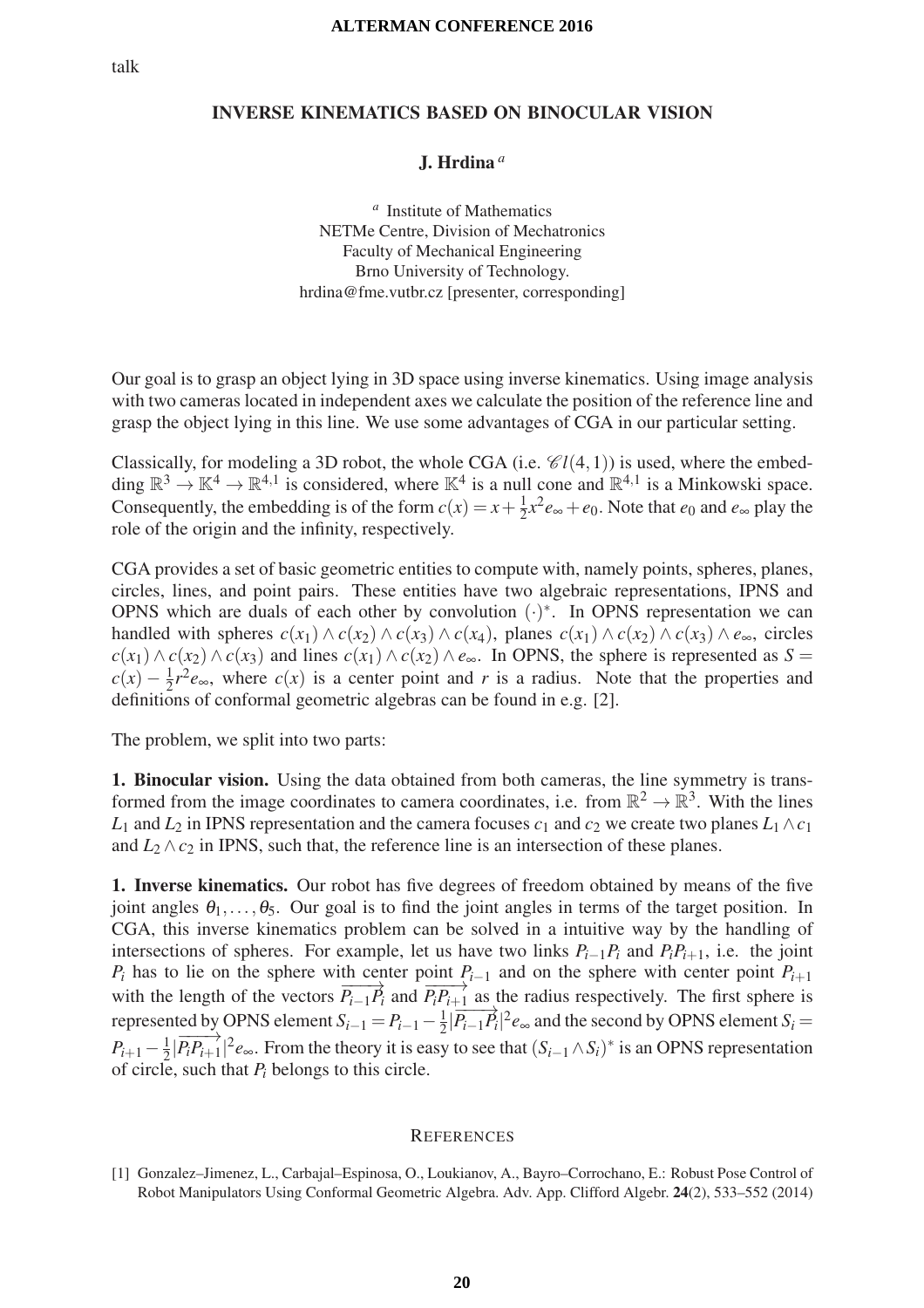talk

# INVERSE KINEMATICS BASED ON BINOCULAR VISION

**J. Hrdina** [a]

[a] Institute of Mathematics
NETMe Centre, Division of Mechatronics
Faculty of Mechanical Engineering
Brno University of Technology.
hrdina@fme.vutbr.cz [presenter, corresponding]

Our goal is to grasp an object lying in 3D space using inverse kinematics. Using image analysis with two cameras located in independent axes we calculate the position of the reference line and grasp the object lying in this line. We use some advantages of CGA in our particular setting.

Classically, for modeling a 3D robot, the whole CGA (i.e. $\mathscr{C}l(4,1)$) is used, where the embedding $\mathbb{R}^3 \to \mathbb{K}^4 \to \mathbb{R}^{4,1}$ is considered, where $\mathbb{K}^4$ is a null cone and $\mathbb{R}^{4,1}$ is a Minkowski space. Consequently, the embedding is of the form $c(x) = x + \frac{1}{2}x^2 e_\infty + e_0$. Note that $e_0$ and $e_\infty$ play the role of the origin and the infinity, respectively.

CGA provides a set of basic geometric entities to compute with, namely points, spheres, planes, circles, lines, and point pairs. These entities have two algebraic representations, IPNS and OPNS which are duals of each other by convolution $(\cdot)^*$. In OPNS representation we can handled with spheres $c(x_1) \wedge c(x_2) \wedge c(x_3) \wedge c(x_4)$, planes $c(x_1) \wedge c(x_2) \wedge c(x_3) \wedge e_\infty$, circles $c(x_1) \wedge c(x_2) \wedge c(x_3)$ and lines $c(x_1) \wedge c(x_2) \wedge e_\infty$. In OPNS, the sphere is represented as $S = c(x) - \frac{1}{2}r^2 e_\infty$, where $c(x)$ is a center point and $r$ is a radius. Note that the properties and definitions of conformal geometric algebras can be found in e.g. [2].

The problem, we split into two parts:

**1. Binocular vision.** Using the data obtained from both cameras, the line symmetry is transformed from the image coordinates to camera coordinates, i.e. from $\mathbb{R}^2 \to \mathbb{R}^3$. With the lines $L_1$ and $L_2$ in IPNS representation and the camera focuses $c_1$ and $c_2$ we create two planes $L_1 \wedge c_1$ and $L_2 \wedge c_2$ in IPNS, such that, the reference line is an intersection of these planes.

**1. Inverse kinematics.** Our robot has five degrees of freedom obtained by means of the five joint angles $\theta_1, \ldots, \theta_5$. Our goal is to find the joint angles in terms of the target position. In CGA, this inverse kinematics problem can be solved in a intuitive way by the handling of intersections of spheres. For example, let us have two links $P_{i-1}P_i$ and $P_iP_{i+1}$, i.e. the joint $P_i$ has to lie on the sphere with center point $P_{i-1}$ and on the sphere with center point $P_{i+1}$ with the length of the vectors $\overrightarrow{P_{i-1}P_i}$ and $\overrightarrow{P_iP_{i+1}}$ as the radius respectively. The first sphere is represented by OPNS element $S_{i-1} = P_{i-1} - \frac{1}{2}|\overrightarrow{P_{i-1}P_i}|^2 e_\infty$ and the second by OPNS element $S_i = P_{i+1} - \frac{1}{2}|\overrightarrow{P_iP_{i+1}}|^2 e_\infty$. From the theory it is easy to see that $(S_{i-1} \wedge S_i)^*$ is an OPNS representation of circle, such that $P_i$ belongs to this circle.

## References

[1] Gonzalez–Jimenez, L., Carbajal–Espinosa, O., Loukianov, A., Bayro–Corrochano, E.: Robust Pose Control of Robot Manipulators Using Conformal Geometric Algebra. Adv. App. Clifford Algebr. **24**(2), 533–552 (2014)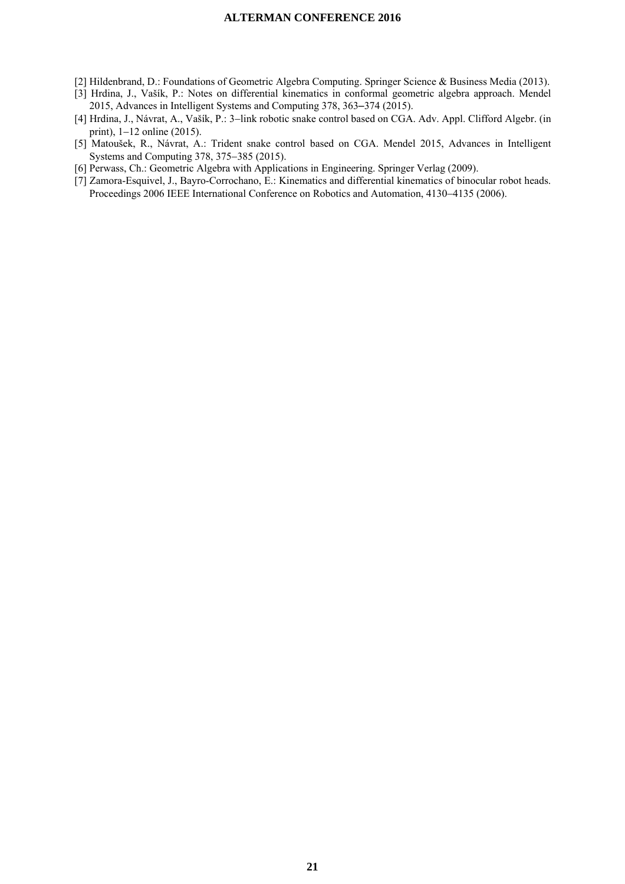[2] Hildenbrand, D.: Foundations of Geometric Algebra Computing. Springer Science & Business Media (2013).

[3] Hrdina, J., Vašík, P.: Notes on differential kinematics in conformal geometric algebra approach. Mendel 2015, Advances in Intelligent Systems and Computing 378, 363–374 (2015).

[4] Hrdina, J., Návrat, A., Vašík, P.: 3–link robotic snake control based on CGA. Adv. Appl. Clifford Algebr. (in print), 1–12 online (2015).

[5] Matoušek, R., Návrat, A.: Trident snake control based on CGA. Mendel 2015, Advances in Intelligent Systems and Computing 378, 375–385 (2015).

[6] Perwass, Ch.: Geometric Algebra with Applications in Engineering. Springer Verlag (2009).

[7] Zamora-Esquivel, J., Bayro-Corrochano, E.: Kinematics and differential kinematics of binocular robot heads. Proceedings 2006 IEEE International Conference on Robotics and Automation, 4130–4135 (2006).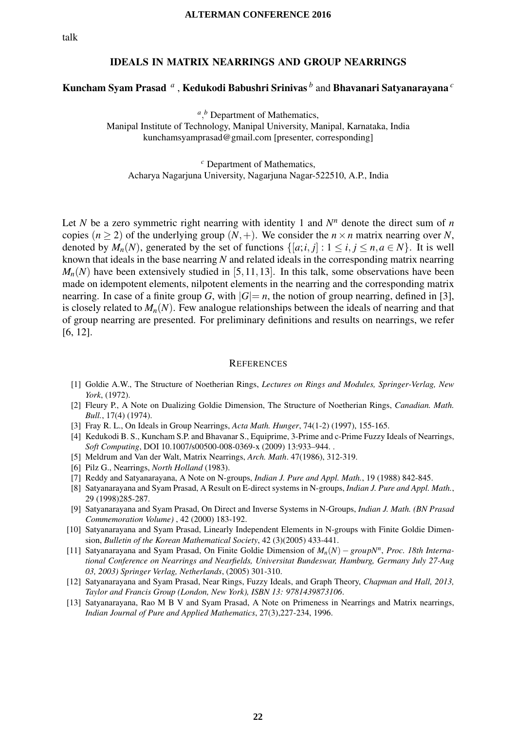talk

# IDEALS IN MATRIX NEARRINGS AND GROUP NEARRINGS

**Kuncham Syam Prasad** [a], **Kedukodi Babushri Srinivas** [b] and **Bhavanari Satyanarayana** [c]

[a],[b] Department of Mathematics,
Manipal Institute of Technology, Manipal University, Manipal, Karnataka, India
kunchamsyamprasad@gmail.com [presenter, corresponding]

[c] Department of Mathematics,
Acharya Nagarjuna University, Nagarjuna Nagar-522510, A.P., India

Let $N$ be a zero symmetric right nearring with identity 1 and $N^n$ denote the direct sum of $n$ copies $(n \geq 2)$ of the underlying group $(N,+)$. We consider the $n \times n$ matrix nearring over $N$, denoted by $M_n(N)$, generated by the set of functions $\{[a;i,j] : 1 \leq i,j \leq n, a \in N\}$. It is well known that ideals in the base nearring $N$ and related ideals in the corresponding matrix nearring $M_n(N)$ have been extensively studied in $[5,11,13]$. In this talk, some observations have been made on idempotent elements, nilpotent elements in the nearring and the corresponding matrix nearring. In case of a finite group $G$, with $|G| = n$, the notion of group nearring, defined in [3], is closely related to $M_n(N)$. Few analogue relationships between the ideals of nearring and that of group nearring are presented. For preliminary definitions and results on nearrings, we refer [6, 12].

## REFERENCES

[1] Goldie A.W., The Structure of Noetherian Rings, *Lectures on Rings and Modules, Springer-Verlag, New York*, (1972).

[2] Fleury P., A Note on Dualizing Goldie Dimension, The Structure of Noetherian Rings, *Canadian. Math. Bull.*, 17(4) (1974).

[3] Fray R. L., On Ideals in Group Nearrings, *Acta Math. Hunger*, 74(1-2) (1997), 155-165.

[4] Kedukodi B. S., Kuncham S.P. and Bhavanar S., Equiprime, 3-Prime and c-Prime Fuzzy Ideals of Nearrings, *Soft Computing*, DOI 10.1007/s00500-008-0369-x (2009) 13:933–944. .

[5] Meldrum and Van der Walt, Matrix Nearrings, *Arch. Math*. 47(1986), 312-319.

[6] Pilz G., Nearrings, *North Holland* (1983).

[7] Reddy and Satyanarayana, A Note on N-groups, *Indian J. Pure and Appl. Math.*, 19 (1988) 842-845.

[8] Satyanarayana and Syam Prasad, A Result on E-direct systems in N-groups, *Indian J. Pure and Appl. Math.*, 29 (1998)285-287.

[9] Satyanarayana and Syam Prasad, On Direct and Inverse Systems in N-Groups, *Indian J. Math. (BN Prasad Commemoration Volume)* , 42 (2000) 183-192.

[10] Satyanarayana and Syam Prasad, Linearly Independent Elements in N-groups with Finite Goldie Dimension, *Bulletin of the Korean Mathematical Society*, 42 (3)(2005) 433-441.

[11] Satyanarayana and Syam Prasad, On Finite Goldie Dimension of $M_n(N) - groupN^n$, *Proc. 18th International Conference on Nearrings and Nearfields, Universitat Bundeswar, Hamburg, Germany July 27-Aug 03, 2003) Springer Verlag, Netherlands*, (2005) 301-310.

[12] Satyanarayana and Syam Prasad, Near Rings, Fuzzy Ideals, and Graph Theory, *Chapman and Hall, 2013, Taylor and Francis Group (London, New York), ISBN 13: 9781439873106*.

[13] Satyanarayana, Rao M B V and Syam Prasad, A Note on Primeness in Nearrings and Matrix nearrings, *Indian Journal of Pure and Applied Mathematics*, 27(3),227-234, 1996.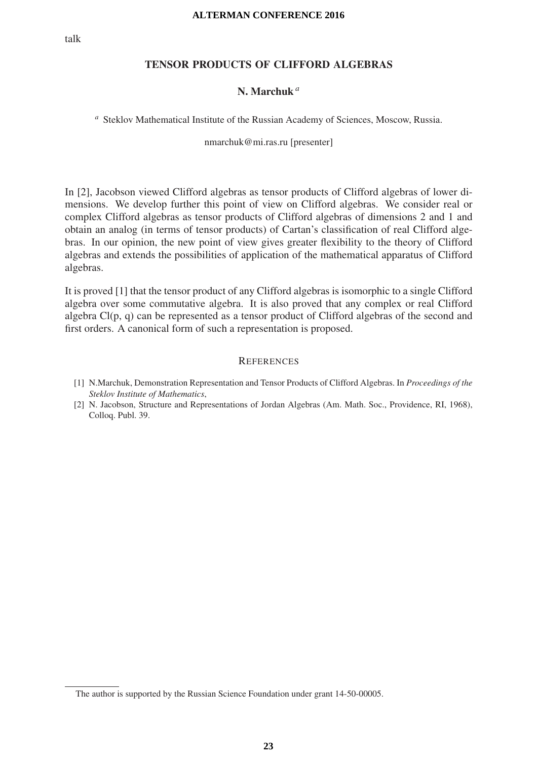talk

# TENSOR PRODUCTS OF CLIFFORD ALGEBRAS

**N. Marchuk** [a]

[a] Steklov Mathematical Institute of the Russian Academy of Sciences, Moscow, Russia.

nmarchuk@mi.ras.ru [presenter]

In [2], Jacobson viewed Clifford algebras as tensor products of Clifford algebras of lower dimensions. We develop further this point of view on Clifford algebras. We consider real or complex Clifford algebras as tensor products of Clifford algebras of dimensions 2 and 1 and obtain an analog (in terms of tensor products) of Cartan's classification of real Clifford algebras. In our opinion, the new point of view gives greater flexibility to the theory of Clifford algebras and extends the possibilities of application of the mathematical apparatus of Clifford algebras.

It is proved [1] that the tensor product of any Clifford algebras is isomorphic to a single Clifford algebra over some commutative algebra. It is also proved that any complex or real Clifford algebra $Cl(p, q)$ can be represented as a tensor product of Clifford algebras of the second and first orders. A canonical form of such a representation is proposed.

## References

[1] N.Marchuk, Demonstration Representation and Tensor Products of Clifford Algebras. In *Proceedings of the Steklov Institute of Mathematics*,

[2] N. Jacobson, Structure and Representations of Jordan Algebras (Am. Math. Soc., Providence, RI, 1968), Colloq. Publ. 39.

The author is supported by the Russian Science Foundation under grant 14-50-00005.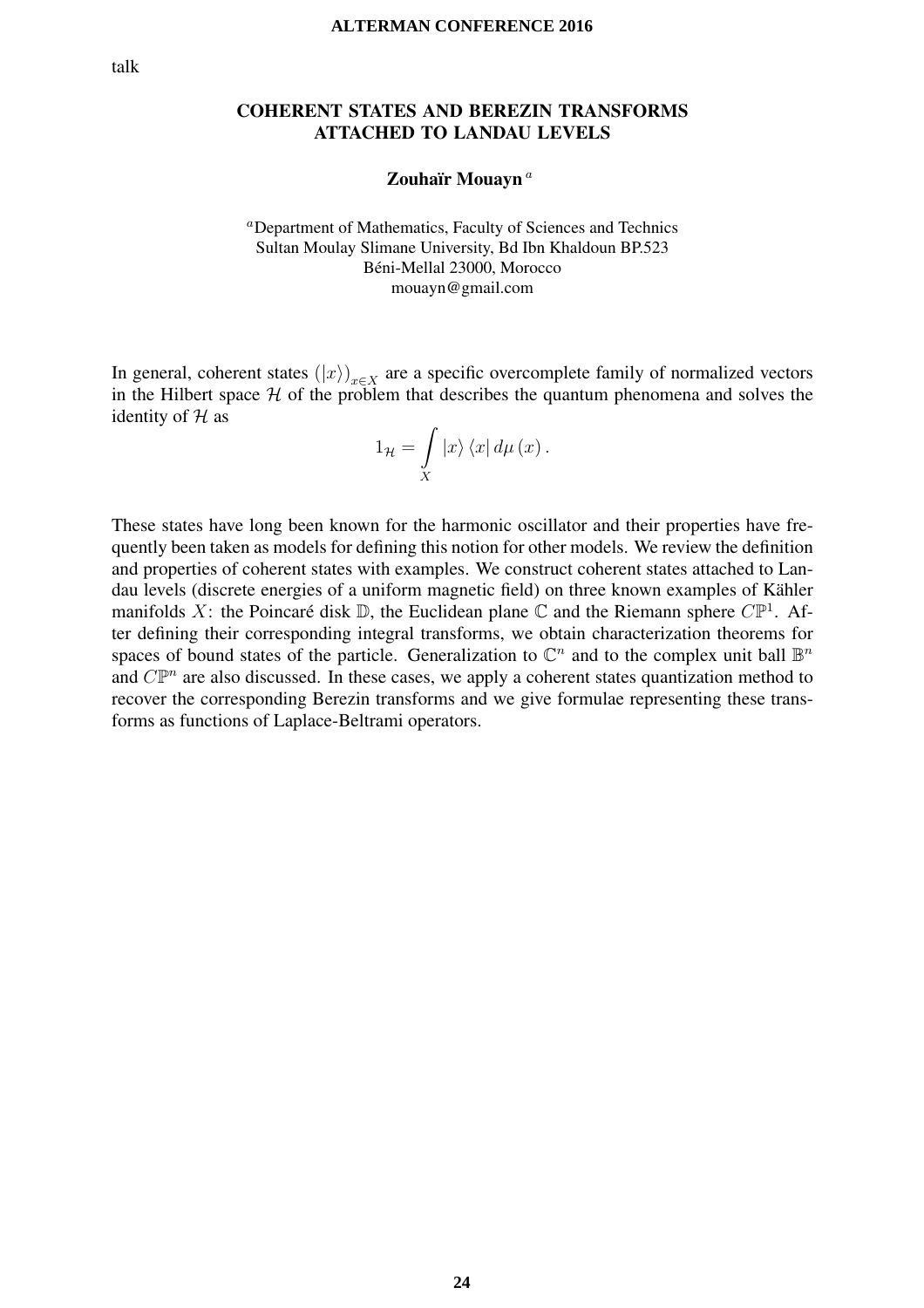talk

## COHERENT STATES AND BEREZIN TRANSFORMS ATTACHED TO LANDAU LEVELS

**Zouhaïr Mouayn** [a]

[a]Department of Mathematics, Faculty of Sciences and Technics
Sultan Moulay Slimane University, Bd Ibn Khaldoun BP.523
Béni-Mellal 23000, Morocco
mouayn@gmail.com

In general, coherent states $(|x\rangle)_{x\in X}$ are a specific overcomplete family of normalized vectors in the Hilbert space $\mathcal{H}$ of the problem that describes the quantum phenomena and solves the identity of $\mathcal{H}$ as

$$1_{\mathcal{H}} = \int\limits_{X} |x\rangle \langle x| \, d\mu\,(x)\,.$$

These states have long been known for the harmonic oscillator and their properties have frequently been taken as models for defining this notion for other models. We review the definition and properties of coherent states with examples. We construct coherent states attached to Landau levels (discrete energies of a uniform magnetic field) on three known examples of Kähler manifolds $X$: the Poincaré disk $\mathbb{D}$, the Euclidean plane $\mathbb{C}$ and the Riemann sphere $C\mathbb{P}^1$. After defining their corresponding integral transforms, we obtain characterization theorems for spaces of bound states of the particle. Generalization to $\mathbb{C}^n$ and to the complex unit ball $\mathbb{B}^n$ and $C\mathbb{P}^n$ are also discussed. In these cases, we apply a coherent states quantization method to recover the corresponding Berezin transforms and we give formulae representing these transforms as functions of Laplace-Beltrami operators.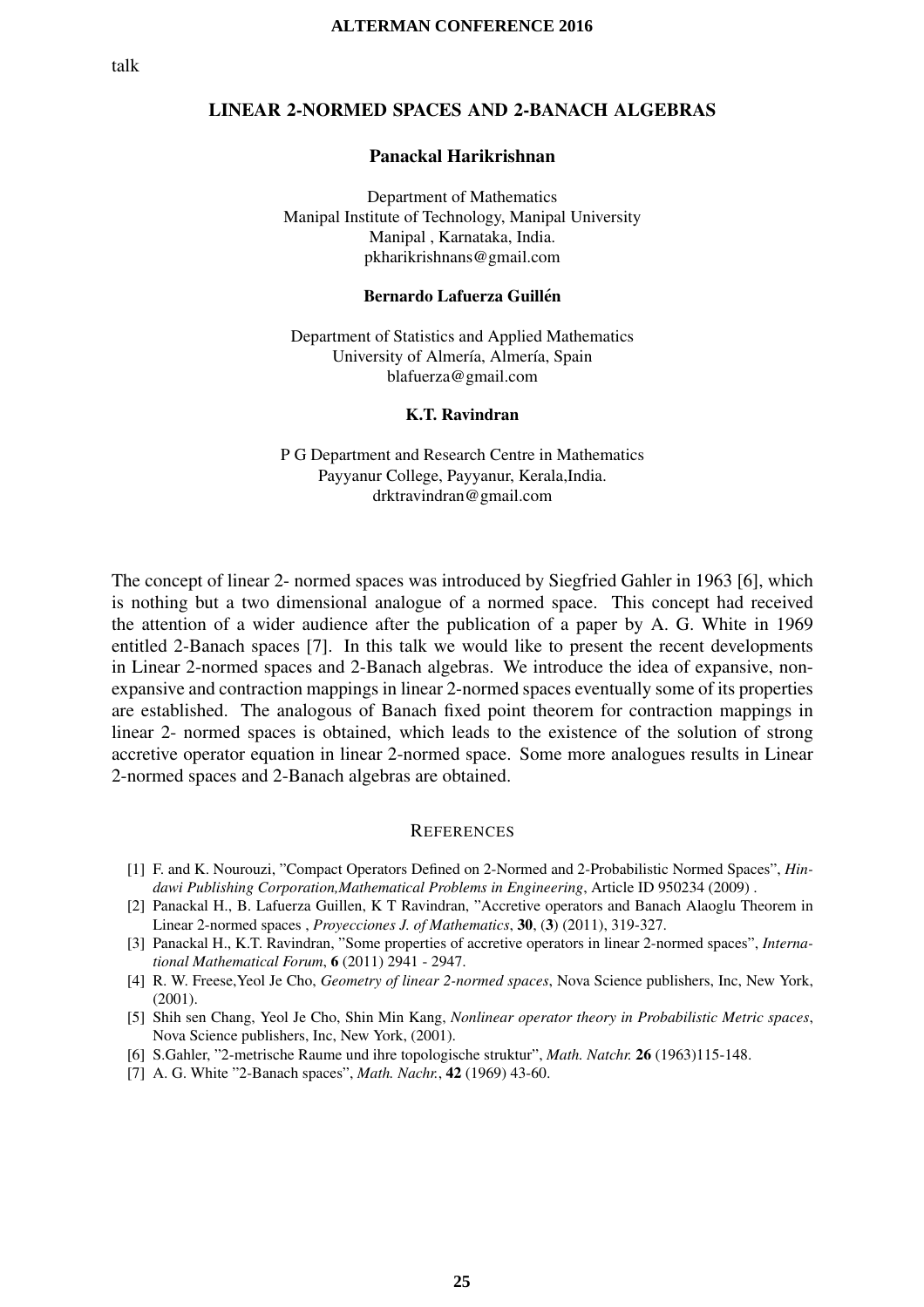talk

# LINEAR 2-NORMED SPACES AND 2-BANACH ALGEBRAS

**Panackal Harikrishnan**

Department of Mathematics
Manipal Institute of Technology, Manipal University
Manipal , Karnataka, India.
pkharikrishnans@gmail.com

**Bernardo Lafuerza Guillén**

Department of Statistics and Applied Mathematics
University of Almería, Almería, Spain
blafuerza@gmail.com

**K.T. Ravindran**

P G Department and Research Centre in Mathematics
Payyanur College, Payyanur, Kerala,India.
drktravindran@gmail.com

The concept of linear 2- normed spaces was introduced by Siegfried Gahler in 1963 [6], which is nothing but a two dimensional analogue of a normed space. This concept had received the attention of a wider audience after the publication of a paper by A. G. White in 1969 entitled 2-Banach spaces [7]. In this talk we would like to present the recent developments in Linear 2-normed spaces and 2-Banach algebras. We introduce the idea of expansive, non-expansive and contraction mappings in linear 2-normed spaces eventually some of its properties are established. The analogous of Banach fixed point theorem for contraction mappings in linear 2- normed spaces is obtained, which leads to the existence of the solution of strong accretive operator equation in linear 2-normed space. Some more analogues results in Linear 2-normed spaces and 2-Banach algebras are obtained.

## REFERENCES

[1] F. and K. Nourouzi, "Compact Operators Defined on 2-Normed and 2-Probabilistic Normed Spaces", *Hindawi Publishing Corporation,Mathematical Problems in Engineering*, Article ID 950234 (2009) .

[2] Panackal H., B. Lafuerza Guillen, K T Ravindran, "Accretive operators and Banach Alaoglu Theorem in Linear 2-normed spaces , *Proyecciones J. of Mathematics*, **30**, (**3**) (2011), 319-327.

[3] Panackal H., K.T. Ravindran, "Some properties of accretive operators in linear 2-normed spaces", *International Mathematical Forum*, **6** (2011) 2941 - 2947.

[4] R. W. Freese,Yeol Je Cho, *Geometry of linear 2-normed spaces*, Nova Science publishers, Inc, New York, (2001).

[5] Shih sen Chang, Yeol Je Cho, Shin Min Kang, *Nonlinear operator theory in Probabilistic Metric spaces*, Nova Science publishers, Inc, New York, (2001).

[6] S.Gahler, "2-metrische Raume und ihre topologische struktur", *Math. Natchr.* **26** (1963)115-148.

[7] A. G. White "2-Banach spaces", *Math. Nachr.*, **42** (1969) 43-60.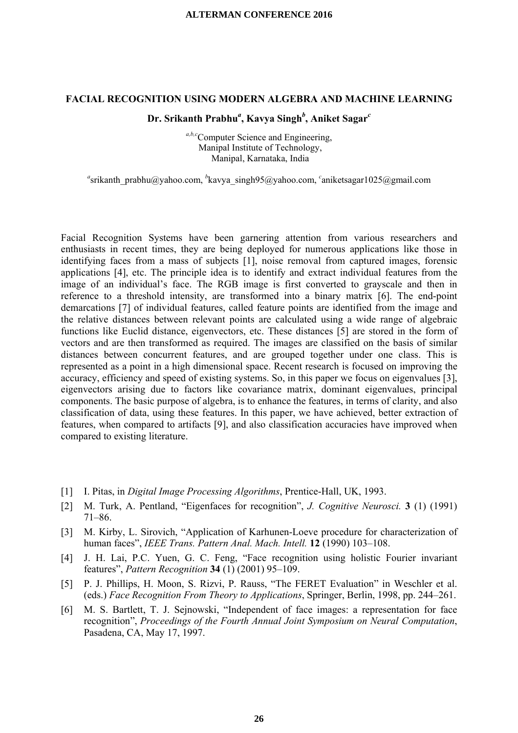## FACIAL RECOGNITION USING MODERN ALGEBRA AND MACHINE LEARNING

**Dr. Srikanth Prabhu[a], Kavya Singh[b], Aniket Sagar[c]**

[a,b,c]Computer Science and Engineering,
Manipal Institute of Technology,
Manipal, Karnataka, India

[a]srikanth_prabhu@yahoo.com, [b]kavya_singh95@yahoo.com, [c]aniketsagar1025@gmail.com

Facial Recognition Systems have been garnering attention from various researchers and enthusiasts in recent times, they are being deployed for numerous applications like those in identifying faces from a mass of subjects [1], noise removal from captured images, forensic applications [4], etc. The principle idea is to identify and extract individual features from the image of an individual's face. The RGB image is first converted to grayscale and then in reference to a threshold intensity, are transformed into a binary matrix [6]. The end-point demarcations [7] of individual features, called feature points are identified from the image and the relative distances between relevant points are calculated using a wide range of algebraic functions like Euclid distance, eigenvectors, etc. These distances [5] are stored in the form of vectors and are then transformed as required. The images are classified on the basis of similar distances between concurrent features, and are grouped together under one class. This is represented as a point in a high dimensional space. Recent research is focused on improving the accuracy, efficiency and speed of existing systems. So, in this paper we focus on eigenvalues [3], eigenvectors arising due to factors like covariance matrix, dominant eigenvalues, principal components. The basic purpose of algebra, is to enhance the features, in terms of clarity, and also classification of data, using these features. In this paper, we have achieved, better extraction of features, when compared to artifacts [9], and also classification accuracies have improved when compared to existing literature.

[1] I. Pitas, in *Digital Image Processing Algorithms*, Prentice-Hall, UK, 1993.

[2] M. Turk, A. Pentland, "Eigenfaces for recognition", *J. Cognitive Neurosci.* **3** (1) (1991) 71–86.

[3] M. Kirby, L. Sirovich, "Application of Karhunen-Loeve procedure for characterization of human faces", *IEEE Trans. Pattern Anal. Mach. Intell.* **12** (1990) 103–108.

[4] J. H. Lai, P.C. Yuen, G. C. Feng, "Face recognition using holistic Fourier invariant features", *Pattern Recognition* **34** (1) (2001) 95–109.

[5] P. J. Phillips, H. Moon, S. Rizvi, P. Rauss, "The FERET Evaluation" in Weschler et al. (eds.) *Face Recognition From Theory to Applications*, Springer, Berlin, 1998, pp. 244–261.

[6] M. S. Bartlett, T. J. Sejnowski, "Independent of face images: a representation for face recognition", *Proceedings of the Fourth Annual Joint Symposium on Neural Computation*, Pasadena, CA, May 17, 1997.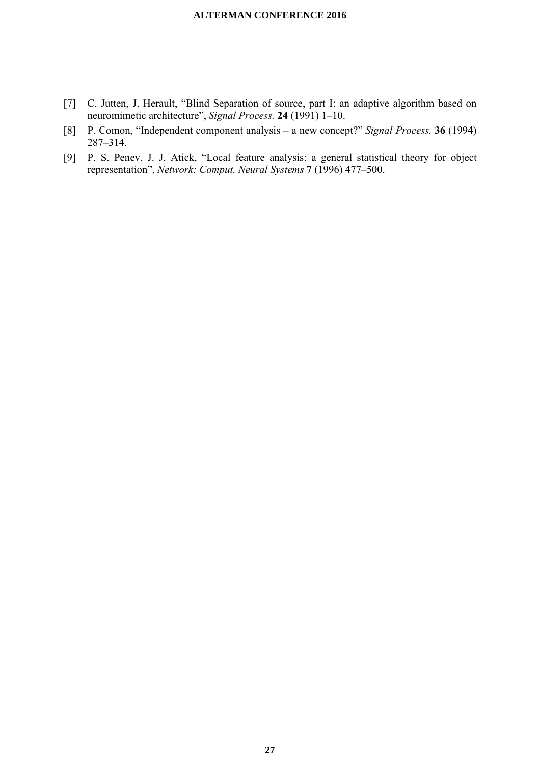[7] C. Jutten, J. Herault, "Blind Separation of source, part I: an adaptive algorithm based on neuromimetic architecture", *Signal Process.* **24** (1991) 1–10.

[8] P. Comon, "Independent component analysis – a new concept?" *Signal Process.* **36** (1994) 287–314.

[9] P. S. Penev, J. J. Atick, "Local feature analysis: a general statistical theory for object representation", *Network: Comput. Neural Systems* **7** (1996) 477–500.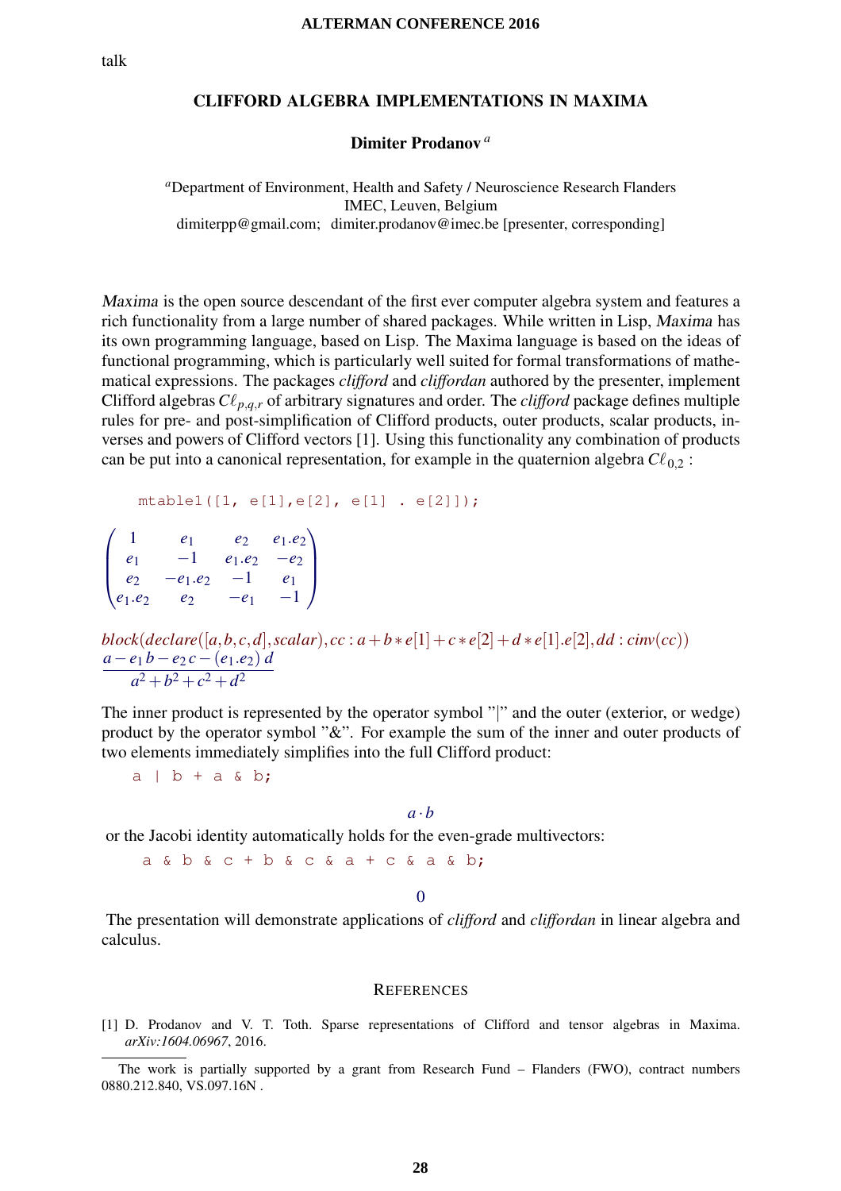talk

# CLIFFORD ALGEBRA IMPLEMENTATIONS IN MAXIMA

**Dimiter Prodanov** [a]

[a]Department of Environment, Health and Safety / Neuroscience Research Flanders
IMEC, Leuven, Belgium
dimiterpp@gmail.com; dimiter.prodanov@imec.be [presenter, corresponding]

*Maxima* is the open source descendant of the first ever computer algebra system and features a rich functionality from a large number of shared packages. While written in Lisp, *Maxima* has its own programming language, based on Lisp. The Maxima language is based on the ideas of functional programming, which is particularly well suited for formal transformations of mathematical expressions. The packages *clifford* and *cliffordan* authored by the presenter, implement Clifford algebras $C\ell_{p,q,r}$ of arbitrary signatures and order. The *clifford* package defines multiple rules for pre- and post-simplification of Clifford products, outer products, scalar products, inverses and powers of Clifford vectors [1]. Using this functionality any combination of products can be put into a canonical representation, for example in the quaternion algebra $C\ell_{0,2}$ :

```
mtable1([1, e[1],e[2], e[1] . e[2]]);
```

$$
\begin{pmatrix}
1 & e_1 & e_2 & e_1.e_2 \\
e_1 & -1 & e_1.e_2 & -e_2 \\
e_2 & -e_1.e_2 & -1 & e_1 \\
e_1.e_2 & e_2 & -e_1 & -1
\end{pmatrix}
$$

$block(declare([a,b,c,d],scalar), cc : a+b*e[1]+c*e[2]+d*e[1].e[2], dd : cinv(cc))$

$$\frac{a - e_1\, b - e_2\, c - (e_1.e_2)\, d}{a^2+b^2+c^2+d^2}$$

The inner product is represented by the operator symbol "|" and the outer (exterior, or wedge) product by the operator symbol "&". For example the sum of the inner and outer products of two elements immediately simplifies into the full Clifford product:

```
a | b + a & b;
```

$$a \cdot b$$

or the Jacobi identity automatically holds for the even-grade multivectors:

```
a & b & c + b & c & a + c & a & b;
```

$$0$$

The presentation will demonstrate applications of *clifford* and *cliffordan* in linear algebra and calculus.

## REFERENCES

[1] D. Prodanov and V. T. Toth. Sparse representations of Clifford and tensor algebras in Maxima. *arXiv:1604.06967*, 2016.

---

The work is partially supported by a grant from Research Fund – Flanders (FWO), contract numbers 0880.212.840, VS.097.16N .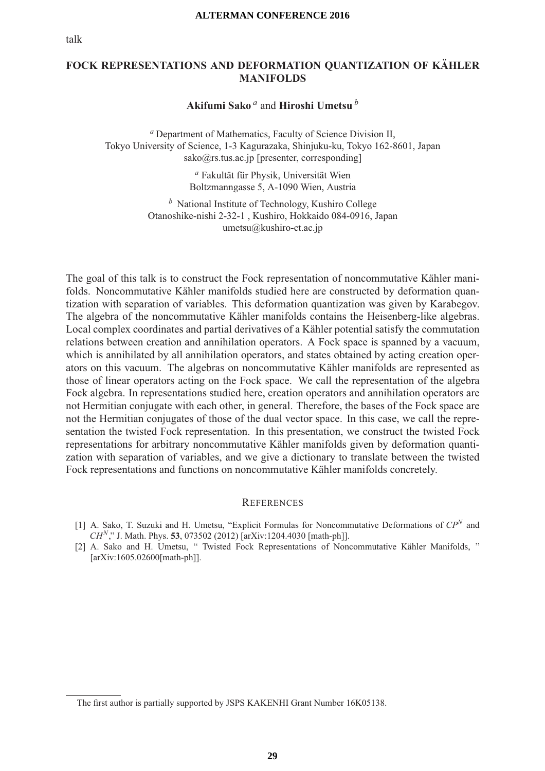talk

# FOCK REPRESENTATIONS AND DEFORMATION QUANTIZATION OF KÄHLER MANIFOLDS

**Akifumi Sako** [a] and **Hiroshi Umetsu** [b]

[a] Department of Mathematics, Faculty of Science Division II,
Tokyo University of Science, 1-3 Kagurazaka, Shinjuku-ku, Tokyo 162-8601, Japan
sako@rs.tus.ac.jp [presenter, corresponding]

[a] Fakultät für Physik, Universität Wien
Boltzmanngasse 5, A-1090 Wien, Austria

[b] National Institute of Technology, Kushiro College
Otanoshike-nishi 2-32-1 , Kushiro, Hokkaido 084-0916, Japan
umetsu@kushiro-ct.ac.jp

The goal of this talk is to construct the Fock representation of noncommutative Kähler manifolds. Noncommutative Kähler manifolds studied here are constructed by deformation quantization with separation of variables. This deformation quantization was given by Karabegov. The algebra of the noncommutative Kähler manifolds contains the Heisenberg-like algebras. Local complex coordinates and partial derivatives of a Kähler potential satisfy the commutation relations between creation and annihilation operators. A Fock space is spanned by a vacuum, which is annihilated by all annihilation operators, and states obtained by acting creation operators on this vacuum. The algebras on noncommutative Kähler manifolds are represented as those of linear operators acting on the Fock space. We call the representation of the algebra Fock algebra. In representations studied here, creation operators and annihilation operators are not Hermitian conjugate with each other, in general. Therefore, the bases of the Fock space are not the Hermitian conjugates of those of the dual vector space. In this case, we call the representation the twisted Fock representation. In this presentation, we construct the twisted Fock representations for arbitrary noncommutative Kähler manifolds given by deformation quantization with separation of variables, and we give a dictionary to translate between the twisted Fock representations and functions on noncommutative Kähler manifolds concretely.

## References

[1] A. Sako, T. Suzuki and H. Umetsu, "Explicit Formulas for Noncommutative Deformations of $CP^N$ and $CH^N$," J. Math. Phys. **53**, 073502 (2012) [arXiv:1204.4030 [math-ph]].

[2] A. Sako and H. Umetsu, " Twisted Fock Representations of Noncommutative Kähler Manifolds, " [arXiv:1605.02600[math-ph]].

The first author is partially supported by JSPS KAKENHI Grant Number 16K05138.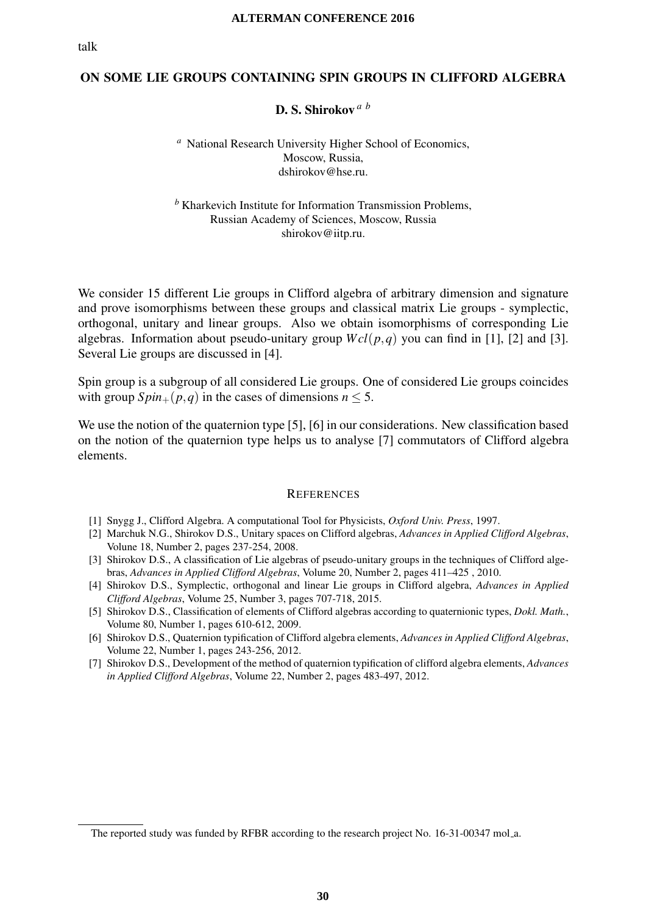talk

# ON SOME LIE GROUPS CONTAINING SPIN GROUPS IN CLIFFORD ALGEBRA

**D. S. Shirokov** [a b]

[a] National Research University Higher School of Economics,
Moscow, Russia,
dshirokov@hse.ru.

[b] Kharkevich Institute for Information Transmission Problems,
Russian Academy of Sciences, Moscow, Russia
shirokov@iitp.ru.

We consider 15 different Lie groups in Clifford algebra of arbitrary dimension and signature and prove isomorphisms between these groups and classical matrix Lie groups - symplectic, orthogonal, unitary and linear groups. Also we obtain isomorphisms of corresponding Lie algebras. Information about pseudo-unitary group $Wcl(p,q)$ you can find in [1], [2] and [3]. Several Lie groups are discussed in [4].

Spin group is a subgroup of all considered Lie groups. One of considered Lie groups coincides with group $Spin_{+}(p,q)$ in the cases of dimensions $n \leq 5$.

We use the notion of the quaternion type [5], [6] in our considerations. New classification based on the notion of the quaternion type helps us to analyse [7] commutators of Clifford algebra elements.

## REFERENCES

[1] Snygg J., Clifford Algebra. A computational Tool for Physicists, *Oxford Univ. Press*, 1997.

[2] Marchuk N.G., Shirokov D.S., Unitary spaces on Clifford algebras, *Advances in Applied Clifford Algebras*, Volune 18, Number 2, pages 237-254, 2008.

[3] Shirokov D.S., A classification of Lie algebras of pseudo-unitary groups in the techniques of Clifford algebras, *Advances in Applied Clifford Algebras*, Volume 20, Number 2, pages 411–425 , 2010.

[4] Shirokov D.S., Symplectic, orthogonal and linear Lie groups in Clifford algebra, *Advances in Applied Clifford Algebras*, Volume 25, Number 3, pages 707-718, 2015.

[5] Shirokov D.S., Classification of elements of Clifford algebras according to quaternionic types, *Dokl. Math.*, Volume 80, Number 1, pages 610-612, 2009.

[6] Shirokov D.S., Quaternion typification of Clifford algebra elements, *Advances in Applied Clifford Algebras*, Volume 22, Number 1, pages 243-256, 2012.

[7] Shirokov D.S., Development of the method of quaternion typification of clifford algebra elements, *Advances in Applied Clifford Algebras*, Volume 22, Number 2, pages 483-497, 2012.

The reported study was funded by RFBR according to the research project No. 16-31-00347 mol_a.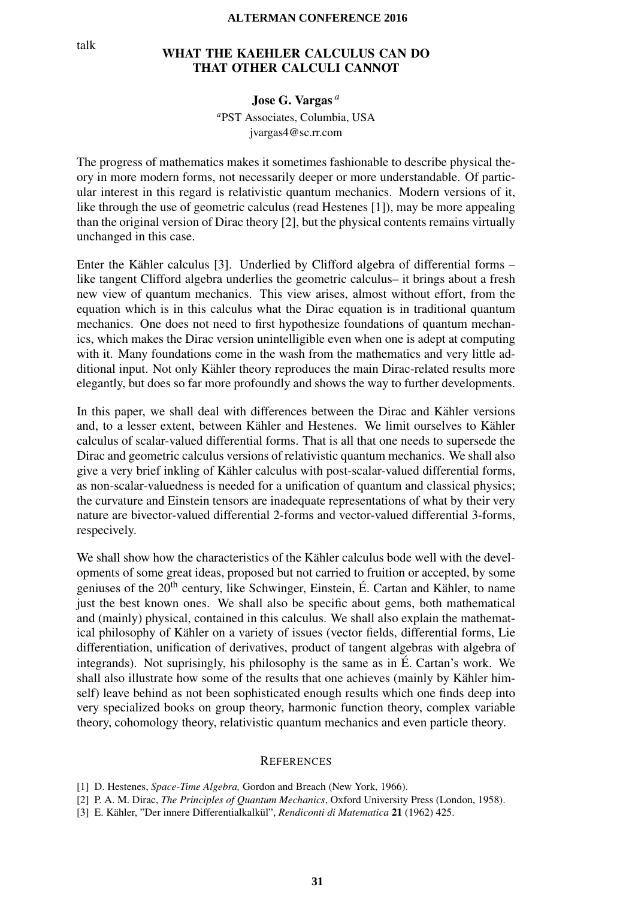talk

# WHAT THE KAEHLER CALCULUS CAN DO THAT OTHER CALCULI CANNOT

**Jose G. Vargas** [a]

[a] PST Associates, Columbia, USA
jvargas4@sc.rr.com

The progress of mathematics makes it sometimes fashionable to describe physical theory in more modern forms, not necessarily deeper or more understandable. Of particular interest in this regard is relativistic quantum mechanics. Modern versions of it, like through the use of geometric calculus (read Hestenes [1]), may be more appealing than the original version of Dirac theory [2], but the physical contents remains virtually unchanged in this case.

Enter the Kähler calculus [3]. Underlied by Clifford algebra of differential forms – like tangent Clifford algebra underlies the geometric calculus– it brings about a fresh new view of quantum mechanics. This view arises, almost without effort, from the equation which is in this calculus what the Dirac equation is in traditional quantum mechanics. One does not need to first hypothesize foundations of quantum mechanics, which makes the Dirac version unintelligible even when one is adept at computing with it. Many foundations come in the wash from the mathematics and very little additional input. Not only Kähler theory reproduces the main Dirac-related results more elegantly, but does so far more profoundly and shows the way to further developments.

In this paper, we shall deal with differences between the Dirac and Kähler versions and, to a lesser extent, between Kähler and Hestenes. We limit ourselves to Kähler calculus of scalar-valued differential forms. That is all that one needs to supersede the Dirac and geometric calculus versions of relativistic quantum mechanics. We shall also give a very brief inkling of Kähler calculus with post-scalar-valued differential forms, as non-scalar-valuedness is needed for a unification of quantum and classical physics; the curvature and Einstein tensors are inadequate representations of what by their very nature are bivector-valued differential 2-forms and vector-valued differential 3-forms, respecively.

We shall show how the characteristics of the Kähler calculus bode well with the developments of some great ideas, proposed but not carried to fruition or accepted, by some geniuses of the 20$^{\text{th}}$ century, like Schwinger, Einstein, É. Cartan and Kähler, to name just the best known ones. We shall also be specific about gems, both mathematical and (mainly) physical, contained in this calculus. We shall also explain the mathematical philosophy of Kähler on a variety of issues (vector fields, differential forms, Lie differentiation, unification of derivatives, product of tangent algebras with algebra of integrands). Not suprisingly, his philosophy is the same as in É. Cartan's work. We shall also illustrate how some of the results that one achieves (mainly by Kähler himself) leave behind as not been sophisticated enough results which one finds deep into very specialized books on group theory, harmonic function theory, complex variable theory, cohomology theory, relativistic quantum mechanics and even particle theory.

## REFERENCES

[1] D. Hestenes, *Space-Time Algebra,* Gordon and Breach (New York, 1966).

[2] P. A. M. Dirac, *The Principles of Quantum Mechanics*, Oxford University Press (London, 1958).

[3] E. Kähler, "Der innere Differentialkalkül", *Rendiconti di Matematica* **21** (1962) 425.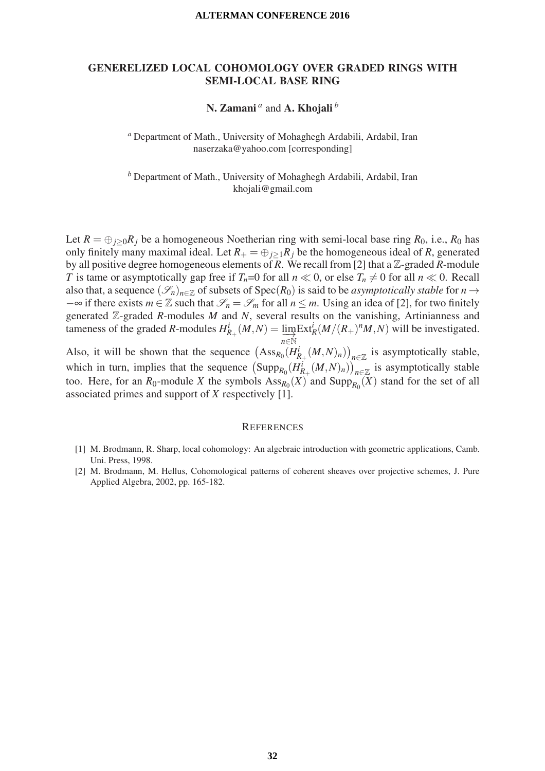# GENERELIZED LOCAL COHOMOLOGY OVER GRADED RINGS WITH SEMI-LOCAL BASE RING

**N. Zamani** [a] and **A. Khojali** [b]

[a] Department of Math., University of Mohaghegh Ardabili, Ardabil, Iran
naserzaka@yahoo.com [corresponding]

[b] Department of Math., University of Mohaghegh Ardabili, Ardabil, Iran
khojali@gmail.com

Let $R = \oplus_{j \geq 0} R_j$ be a homogeneous Noetherian ring with semi-local base ring $R_0$, i.e., $R_0$ has only finitely many maximal ideal. Let $R_+ = \oplus_{j \geq 1} R_j$ be the homogeneous ideal of $R$, generated by all positive degree homogeneous elements of $R$. We recall from [2] that a $\mathbb{Z}$-graded $R$-module $T$ is tame or asymptotically gap free if $T_n$=0 for all $n \ll 0$, or else $T_n \neq 0$ for all $n \ll 0$. Recall also that, a sequence $(\mathscr{S}_n)_{n \in \mathbb{Z}}$ of subsets of $\text{Spec}(R_0)$ is said to be *asymptotically stable* for $n \to -\infty$ if there exists $m \in \mathbb{Z}$ such that $\mathscr{S}_n = \mathscr{S}_m$ for all $n \leq m$. Using an idea of [2], for two finitely generated $\mathbb{Z}$-graded $R$-modules $M$ and $N$, several results on the vanishing, Artinianness and tameness of the graded $R$-modules $H^i_{R_+}(M,N) = \varinjlim_{n \in \mathbb{N}} \text{Ext}^i_R(M/(R_+)^n M, N)$ will be investigated. Also, it will be shown that the sequence $\left(\text{Ass}_{R_0}(H^i_{R_+}(M,N)_n)\right)_{n \in \mathbb{Z}}$ is asymptotically stable, which in turn, implies that the sequence $\left(\text{Supp}_{R_0}(H^i_{R_+}(M,N)_n)\right)_{n \in \mathbb{Z}}$ is asymptotically stable too. Here, for an $R_0$-module $X$ the symbols $\text{Ass}_{R_0}(X)$ and $\text{Supp}_{R_0}(X)$ stand for the set of all associated primes and support of $X$ respectively [1].

## References

[1] M. Brodmann, R. Sharp, local cohomology: An algebraic introduction with geometric applications, Camb. Uni. Press, 1998.

[2] M. Brodmann, M. Hellus, Cohomological patterns of coherent sheaves over projective schemes, J. Pure Applied Algebra, 2002, pp. 165-182.